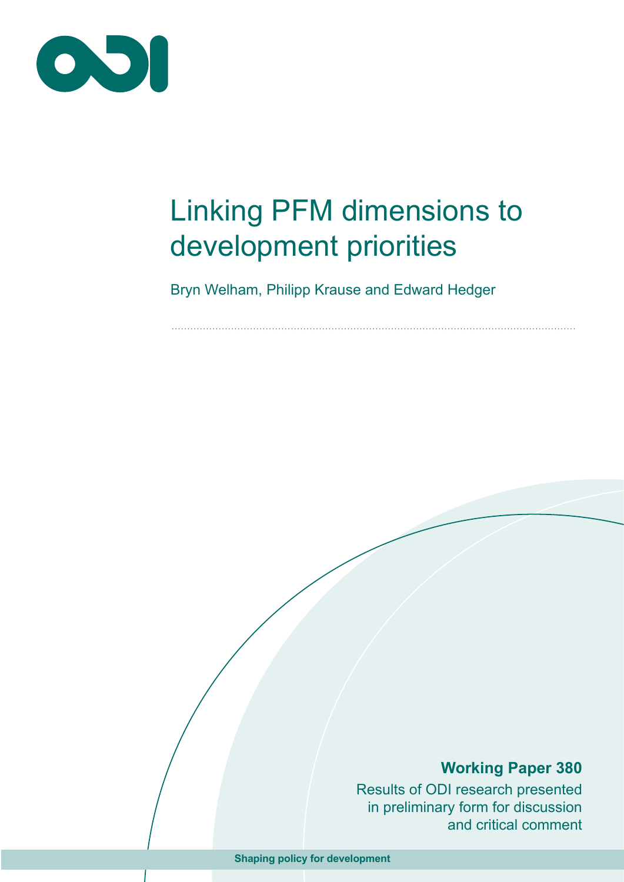ODI

# Linking PFM dimensions to development priorities

Bryn Welham, Philipp Krause and Edward Hedger

**Working Paper 380**

Results of ODI research presented in preliminary form for discussion and critical comment

**Shaping policy for development**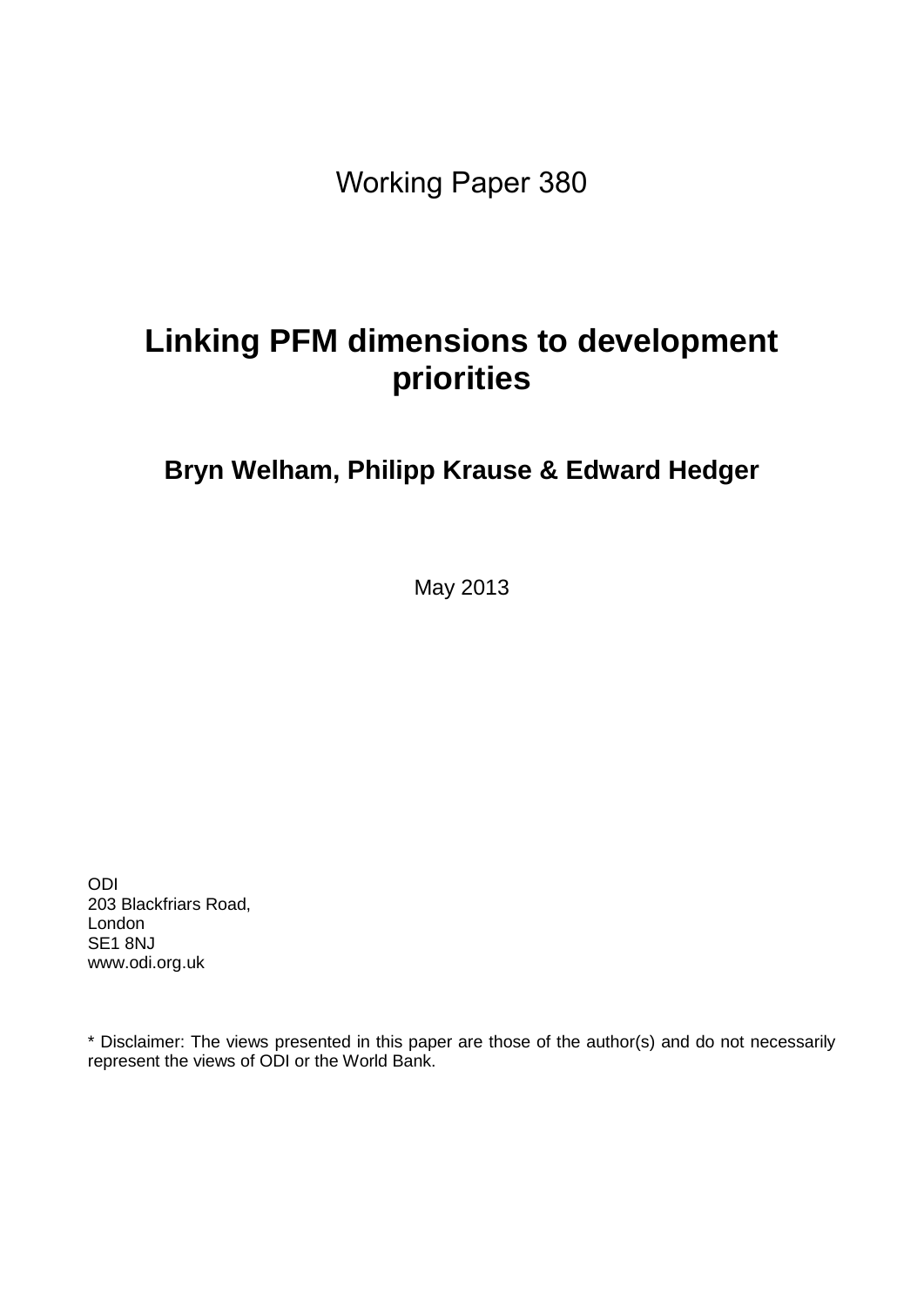Working Paper 380

# Linking PFM dimensions to development priorities

## Bryn Welham, Philipp Krause & Edward Hedger

May 2013

ODI
203 Blackfriars Road,
London
SE1 8NJ
www.odi.org.uk

* Disclaimer: The views presented in this paper are those of the author(s) and do not necessarily represent the views of ODI or the World Bank.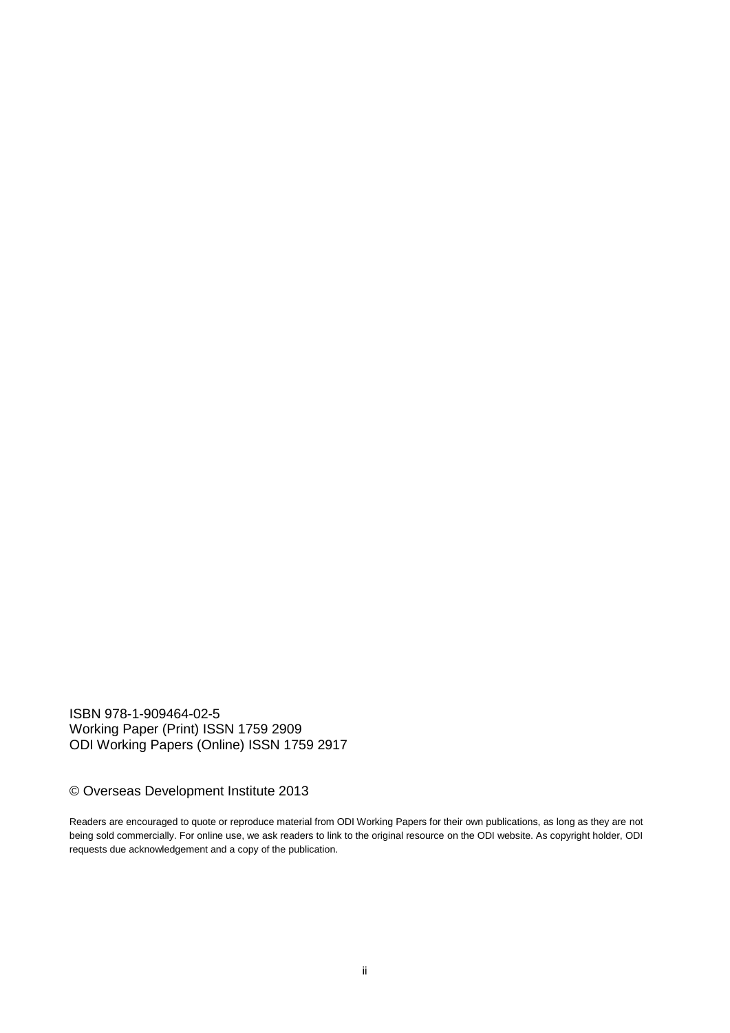ISBN 978-1-909464-02-5
Working Paper (Print) ISSN 1759 2909
ODI Working Papers (Online) ISSN 1759 2917

© Overseas Development Institute 2013

Readers are encouraged to quote or reproduce material from ODI Working Papers for their own publications, as long as they are not being sold commercially. For online use, we ask readers to link to the original resource on the ODI website. As copyright holder, ODI requests due acknowledgement and a copy of the publication.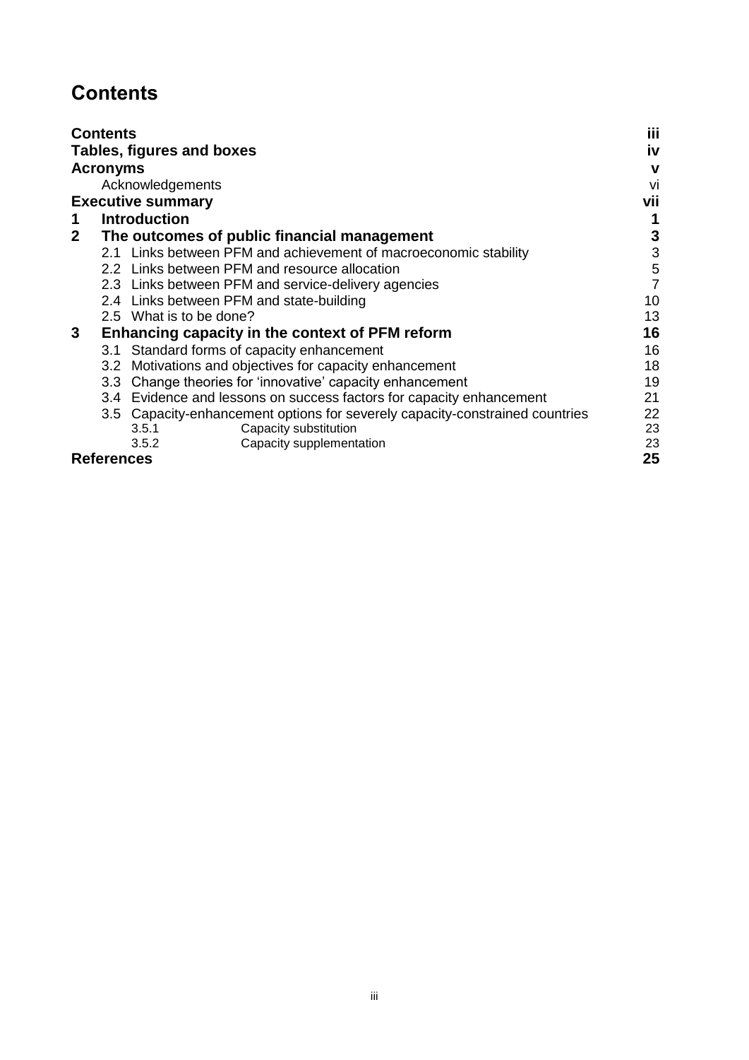# Contents

| | |
|---|---|
| **Contents** | **iii** |
| **Tables, figures and boxes** | **iv** |
| **Acronyms** | **v** |
| Acknowledgements | vi |
| **Executive summary** | **vii** |
| **1 Introduction** | **1** |
| **2 The outcomes of public financial management** | **3** |
| 2.1 Links between PFM and achievement of macroeconomic stability | 3 |
| 2.2 Links between PFM and resource allocation | 5 |
| 2.3 Links between PFM and service-delivery agencies | 7 |
| 2.4 Links between PFM and state-building | 10 |
| 2.5 What is to be done? | 13 |
| **3 Enhancing capacity in the context of PFM reform** | **16** |
| 3.1 Standard forms of capacity enhancement | 16 |
| 3.2 Motivations and objectives for capacity enhancement | 18 |
| 3.3 Change theories for 'innovative' capacity enhancement | 19 |
| 3.4 Evidence and lessons on success factors for capacity enhancement | 21 |
| 3.5 Capacity-enhancement options for severely capacity-constrained countries | 22 |
| 3.5.1 Capacity substitution | 23 |
| 3.5.2 Capacity supplementation | 23 |
| **References** | **25** |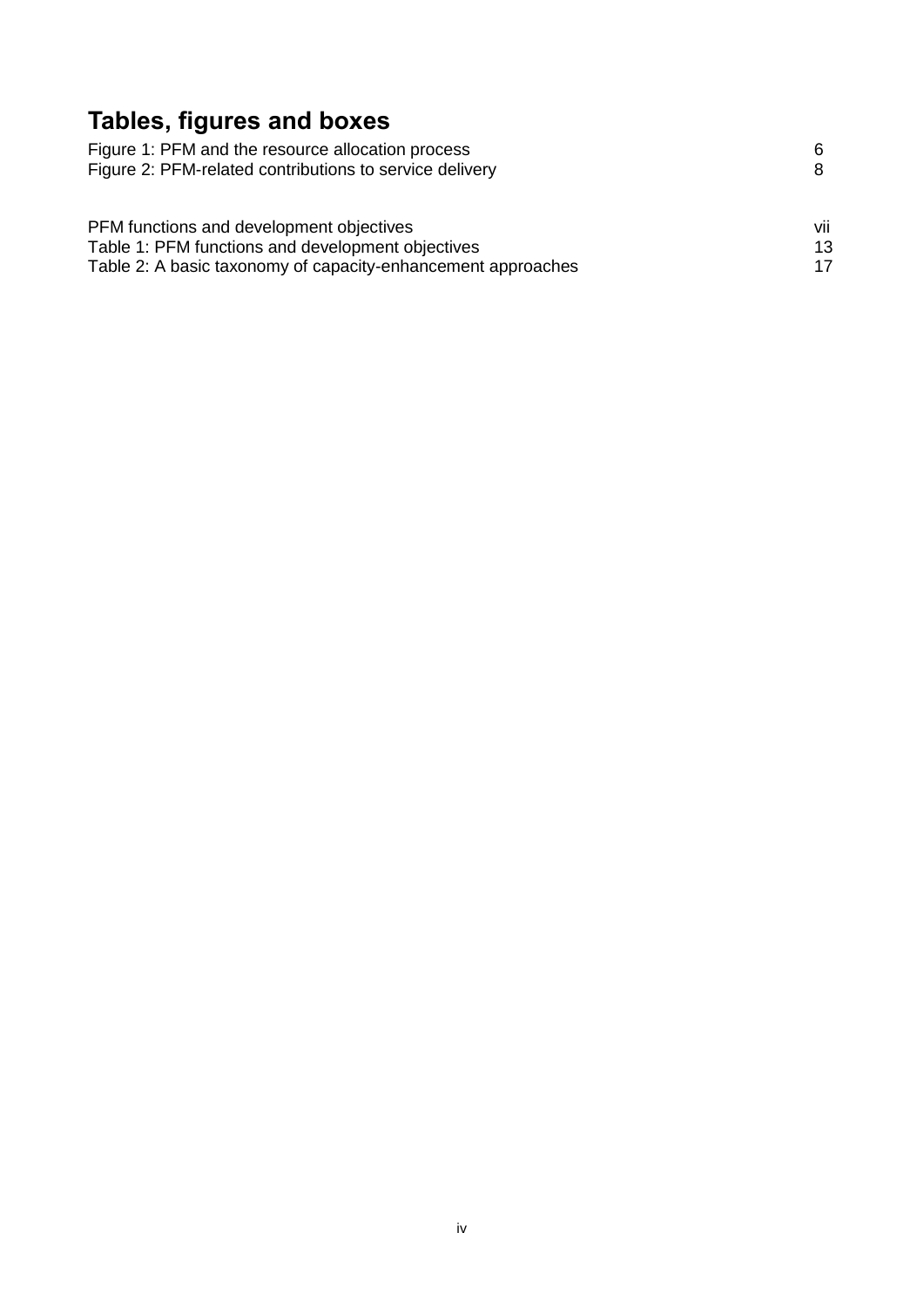# Tables, figures and boxes

| | |
|---|---|
| Figure 1: PFM and the resource allocation process | 6 |
| Figure 2: PFM-related contributions to service delivery | 8 |
| | |
| PFM functions and development objectives | vii |
| Table 1: PFM functions and development objectives | 13 |
| Table 2: A basic taxonomy of capacity-enhancement approaches | 17 |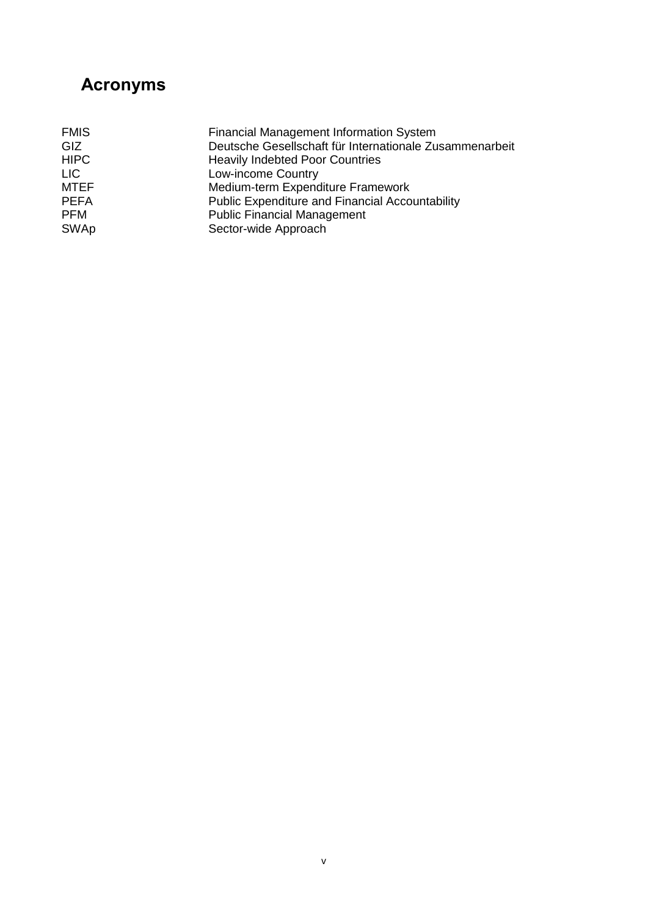# Acronyms

| | |
|---|---|
| FMIS | Financial Management Information System |
| GIZ | Deutsche Gesellschaft für Internationale Zusammenarbeit |
| HIPC | Heavily Indebted Poor Countries |
| LIC | Low-income Country |
| MTEF | Medium-term Expenditure Framework |
| PEFA | Public Expenditure and Financial Accountability |
| PFM | Public Financial Management |
| SWAp | Sector-wide Approach |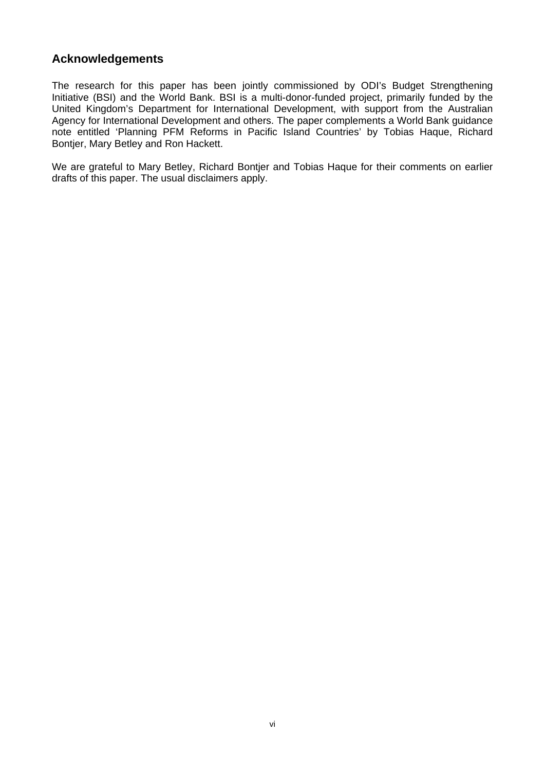## Acknowledgements

The research for this paper has been jointly commissioned by ODI's Budget Strengthening Initiative (BSI) and the World Bank. BSI is a multi-donor-funded project, primarily funded by the United Kingdom's Department for International Development, with support from the Australian Agency for International Development and others. The paper complements a World Bank guidance note entitled 'Planning PFM Reforms in Pacific Island Countries' by Tobias Haque, Richard Bontjer, Mary Betley and Ron Hackett.

We are grateful to Mary Betley, Richard Bontjer and Tobias Haque for their comments on earlier drafts of this paper. The usual disclaimers apply.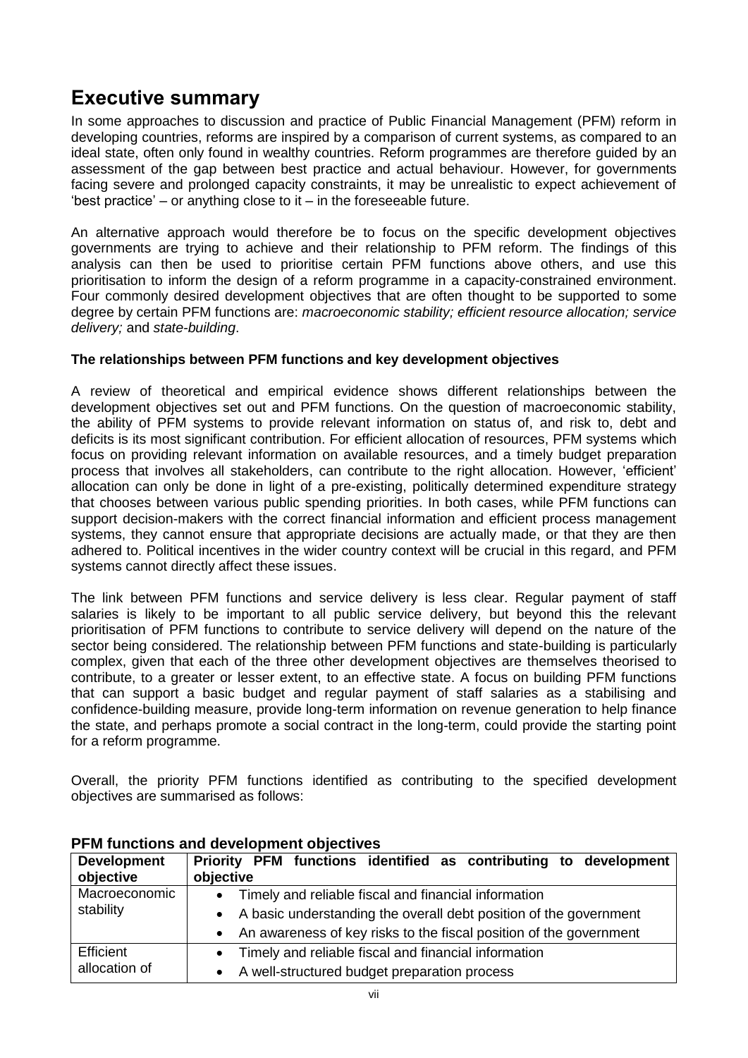# Executive summary

In some approaches to discussion and practice of Public Financial Management (PFM) reform in developing countries, reforms are inspired by a comparison of current systems, as compared to an ideal state, often only found in wealthy countries. Reform programmes are therefore guided by an assessment of the gap between best practice and actual behaviour. However, for governments facing severe and prolonged capacity constraints, it may be unrealistic to expect achievement of 'best practice' – or anything close to it – in the foreseeable future.

An alternative approach would therefore be to focus on the specific development objectives governments are trying to achieve and their relationship to PFM reform. The findings of this analysis can then be used to prioritise certain PFM functions above others, and use this prioritisation to inform the design of a reform programme in a capacity-constrained environment. Four commonly desired development objectives that are often thought to be supported to some degree by certain PFM functions are: *macroeconomic stability; efficient resource allocation; service delivery;* and *state-building*.

**The relationships between PFM functions and key development objectives**

A review of theoretical and empirical evidence shows different relationships between the development objectives set out and PFM functions. On the question of macroeconomic stability, the ability of PFM systems to provide relevant information on status of, and risk to, debt and deficits is its most significant contribution. For efficient allocation of resources, PFM systems which focus on providing relevant information on available resources, and a timely budget preparation process that involves all stakeholders, can contribute to the right allocation. However, 'efficient' allocation can only be done in light of a pre-existing, politically determined expenditure strategy that chooses between various public spending priorities. In both cases, while PFM functions can support decision-makers with the correct financial information and efficient process management systems, they cannot ensure that appropriate decisions are actually made, or that they are then adhered to. Political incentives in the wider country context will be crucial in this regard, and PFM systems cannot directly affect these issues.

The link between PFM functions and service delivery is less clear. Regular payment of staff salaries is likely to be important to all public service delivery, but beyond this the relevant prioritisation of PFM functions to contribute to service delivery will depend on the nature of the sector being considered. The relationship between PFM functions and state-building is particularly complex, given that each of the three other development objectives are themselves theorised to contribute, to a greater or lesser extent, to an effective state. A focus on building PFM functions that can support a basic budget and regular payment of staff salaries as a stabilising and confidence-building measure, provide long-term information on revenue generation to help finance the state, and perhaps promote a social contract in the long-term, could provide the starting point for a reform programme.

Overall, the priority PFM functions identified as contributing to the specified development objectives are summarised as follows:

## PFM functions and development objectives

| Development objective | Priority PFM functions identified as contributing to development objective |
|---|---|
| Macroeconomic stability | • Timely and reliable fiscal and financial information<br>• A basic understanding the overall debt position of the government<br>• An awareness of key risks to the fiscal position of the government |
| Efficient allocation of | • Timely and reliable fiscal and financial information<br>• A well-structured budget preparation process |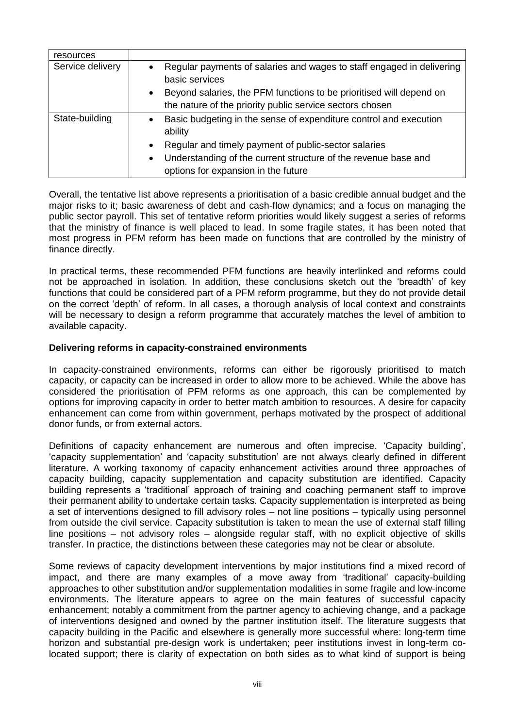| resources | |
|---|---|
| Service delivery | • Regular payments of salaries and wages to staff engaged in delivering basic services<br>• Beyond salaries, the PFM functions to be prioritised will depend on the nature of the priority public service sectors chosen |
| State-building | • Basic budgeting in the sense of expenditure control and execution ability<br>• Regular and timely payment of public-sector salaries<br>• Understanding of the current structure of the revenue base and options for expansion in the future |

Overall, the tentative list above represents a prioritisation of a basic credible annual budget and the major risks to it; basic awareness of debt and cash-flow dynamics; and a focus on managing the public sector payroll. This set of tentative reform priorities would likely suggest a series of reforms that the ministry of finance is well placed to lead. In some fragile states, it has been noted that most progress in PFM reform has been made on functions that are controlled by the ministry of finance directly.

In practical terms, these recommended PFM functions are heavily interlinked and reforms could not be approached in isolation. In addition, these conclusions sketch out the 'breadth' of key functions that could be considered part of a PFM reform programme, but they do not provide detail on the correct 'depth' of reform. In all cases, a thorough analysis of local context and constraints will be necessary to design a reform programme that accurately matches the level of ambition to available capacity.

**Delivering reforms in capacity-constrained environments**

In capacity-constrained environments, reforms can either be rigorously prioritised to match capacity, or capacity can be increased in order to allow more to be achieved. While the above has considered the prioritisation of PFM reforms as one approach, this can be complemented by options for improving capacity in order to better match ambition to resources. A desire for capacity enhancement can come from within government, perhaps motivated by the prospect of additional donor funds, or from external actors.

Definitions of capacity enhancement are numerous and often imprecise. 'Capacity building', 'capacity supplementation' and 'capacity substitution' are not always clearly defined in different literature. A working taxonomy of capacity enhancement activities around three approaches of capacity building, capacity supplementation and capacity substitution are identified. Capacity building represents a 'traditional' approach of training and coaching permanent staff to improve their permanent ability to undertake certain tasks. Capacity supplementation is interpreted as being a set of interventions designed to fill advisory roles – not line positions – typically using personnel from outside the civil service. Capacity substitution is taken to mean the use of external staff filling line positions – not advisory roles – alongside regular staff, with no explicit objective of skills transfer. In practice, the distinctions between these categories may not be clear or absolute.

Some reviews of capacity development interventions by major institutions find a mixed record of impact, and there are many examples of a move away from 'traditional' capacity-building approaches to other substitution and/or supplementation modalities in some fragile and low-income environments. The literature appears to agree on the main features of successful capacity enhancement; notably a commitment from the partner agency to achieving change, and a package of interventions designed and owned by the partner institution itself. The literature suggests that capacity building in the Pacific and elsewhere is generally more successful where: long-term time horizon and substantial pre-design work is undertaken; peer institutions invest in long-term co-located support; there is clarity of expectation on both sides as to what kind of support is being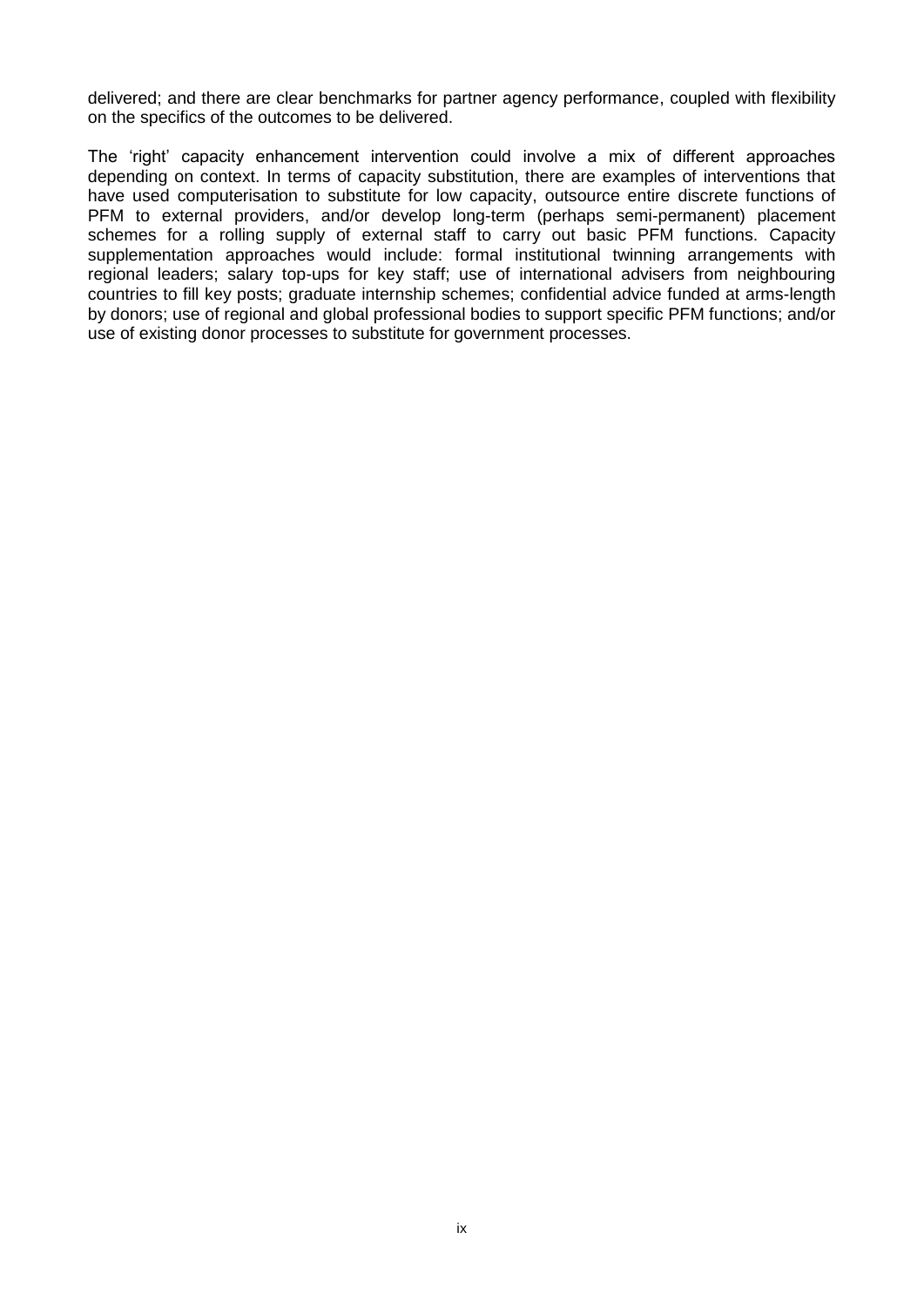delivered; and there are clear benchmarks for partner agency performance, coupled with flexibility on the specifics of the outcomes to be delivered.

The 'right' capacity enhancement intervention could involve a mix of different approaches depending on context. In terms of capacity substitution, there are examples of interventions that have used computerisation to substitute for low capacity, outsource entire discrete functions of PFM to external providers, and/or develop long-term (perhaps semi-permanent) placement schemes for a rolling supply of external staff to carry out basic PFM functions. Capacity supplementation approaches would include: formal institutional twinning arrangements with regional leaders; salary top-ups for key staff; use of international advisers from neighbouring countries to fill key posts; graduate internship schemes; confidential advice funded at arms-length by donors; use of regional and global professional bodies to support specific PFM functions; and/or use of existing donor processes to substitute for government processes.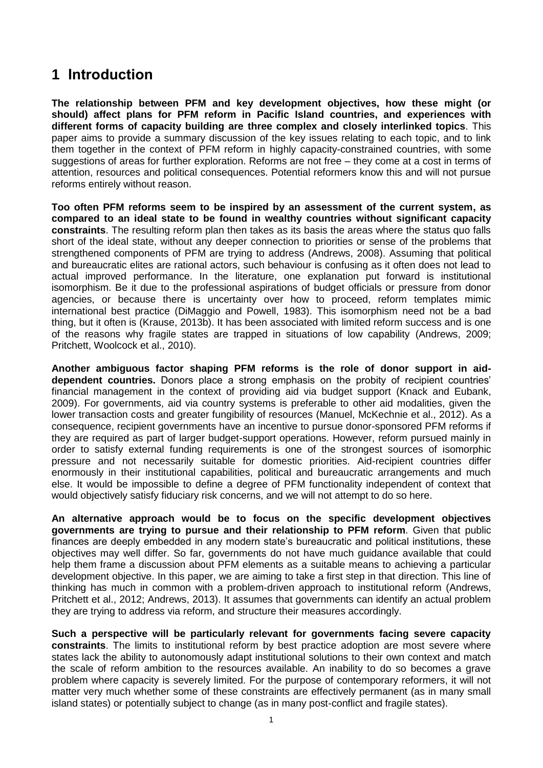# 1 Introduction

**The relationship between PFM and key development objectives, how these might (or should) affect plans for PFM reform in Pacific Island countries, and experiences with different forms of capacity building are three complex and closely interlinked topics**. This paper aims to provide a summary discussion of the key issues relating to each topic, and to link them together in the context of PFM reform in highly capacity-constrained countries, with some suggestions of areas for further exploration. Reforms are not free – they come at a cost in terms of attention, resources and political consequences. Potential reformers know this and will not pursue reforms entirely without reason.

**Too often PFM reforms seem to be inspired by an assessment of the current system, as compared to an ideal state to be found in wealthy countries without significant capacity constraints**. The resulting reform plan then takes as its basis the areas where the status quo falls short of the ideal state, without any deeper connection to priorities or sense of the problems that strengthened components of PFM are trying to address (Andrews, 2008). Assuming that political and bureaucratic elites are rational actors, such behaviour is confusing as it often does not lead to actual improved performance. In the literature, one explanation put forward is institutional isomorphism. Be it due to the professional aspirations of budget officials or pressure from donor agencies, or because there is uncertainty over how to proceed, reform templates mimic international best practice (DiMaggio and Powell, 1983). This isomorphism need not be a bad thing, but it often is (Krause, 2013b). It has been associated with limited reform success and is one of the reasons why fragile states are trapped in situations of low capability (Andrews, 2009; Pritchett, Woolcock et al., 2010).

**Another ambiguous factor shaping PFM reforms is the role of donor support in aid-dependent countries.** Donors place a strong emphasis on the probity of recipient countries' financial management in the context of providing aid via budget support (Knack and Eubank, 2009). For governments, aid via country systems is preferable to other aid modalities, given the lower transaction costs and greater fungibility of resources (Manuel, McKechnie et al., 2012). As a consequence, recipient governments have an incentive to pursue donor-sponsored PFM reforms if they are required as part of larger budget-support operations. However, reform pursued mainly in order to satisfy external funding requirements is one of the strongest sources of isomorphic pressure and not necessarily suitable for domestic priorities. Aid-recipient countries differ enormously in their institutional capabilities, political and bureaucratic arrangements and much else. It would be impossible to define a degree of PFM functionality independent of context that would objectively satisfy fiduciary risk concerns, and we will not attempt to do so here.

**An alternative approach would be to focus on the specific development objectives governments are trying to pursue and their relationship to PFM reform**. Given that public finances are deeply embedded in any modern state's bureaucratic and political institutions, these objectives may well differ. So far, governments do not have much guidance available that could help them frame a discussion about PFM elements as a suitable means to achieving a particular development objective. In this paper, we are aiming to take a first step in that direction. This line of thinking has much in common with a problem-driven approach to institutional reform (Andrews, Pritchett et al., 2012; Andrews, 2013). It assumes that governments can identify an actual problem they are trying to address via reform, and structure their measures accordingly.

**Such a perspective will be particularly relevant for governments facing severe capacity constraints**. The limits to institutional reform by best practice adoption are most severe where states lack the ability to autonomously adapt institutional solutions to their own context and match the scale of reform ambition to the resources available. An inability to do so becomes a grave problem where capacity is severely limited. For the purpose of contemporary reformers, it will not matter very much whether some of these constraints are effectively permanent (as in many small island states) or potentially subject to change (as in many post-conflict and fragile states).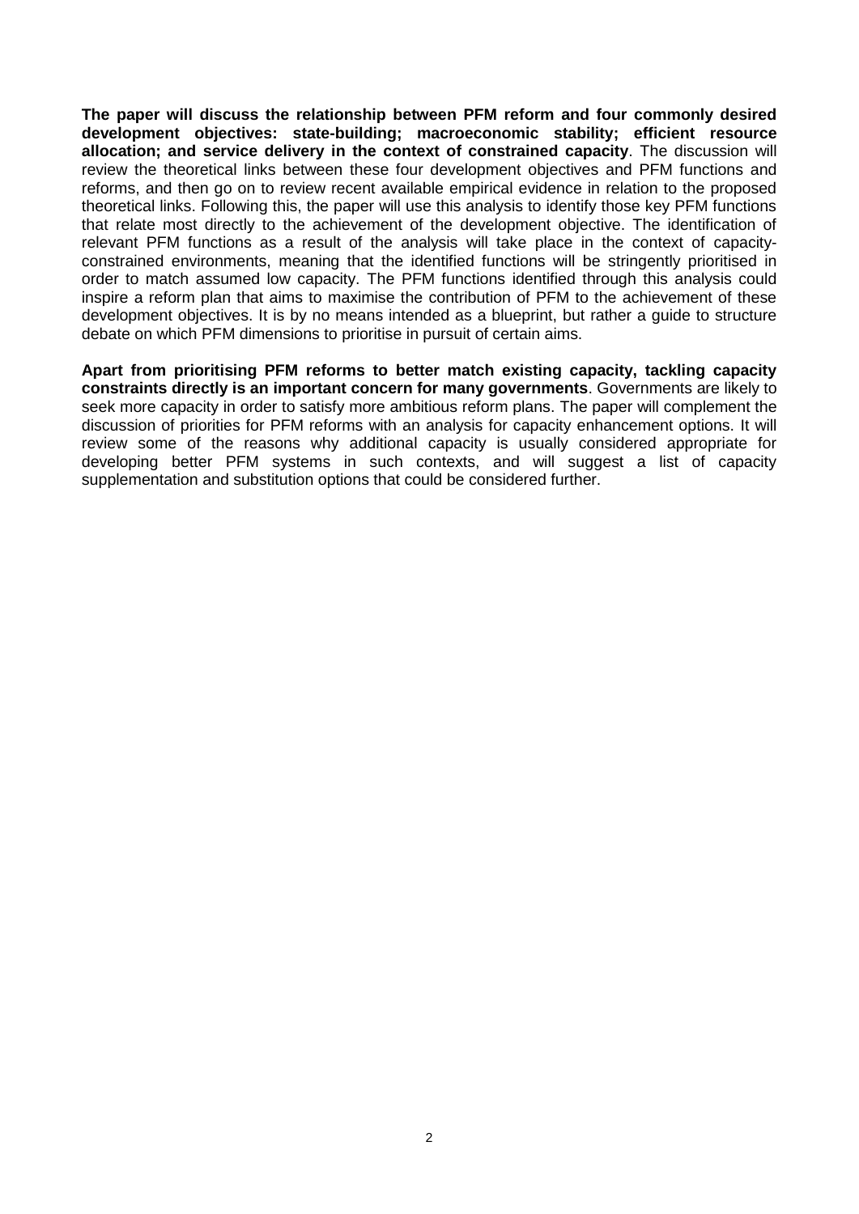**The paper will discuss the relationship between PFM reform and four commonly desired development objectives: state-building; macroeconomic stability; efficient resource allocation; and service delivery in the context of constrained capacity**. The discussion will review the theoretical links between these four development objectives and PFM functions and reforms, and then go on to review recent available empirical evidence in relation to the proposed theoretical links. Following this, the paper will use this analysis to identify those key PFM functions that relate most directly to the achievement of the development objective. The identification of relevant PFM functions as a result of the analysis will take place in the context of capacity-constrained environments, meaning that the identified functions will be stringently prioritised in order to match assumed low capacity. The PFM functions identified through this analysis could inspire a reform plan that aims to maximise the contribution of PFM to the achievement of these development objectives. It is by no means intended as a blueprint, but rather a guide to structure debate on which PFM dimensions to prioritise in pursuit of certain aims.

**Apart from prioritising PFM reforms to better match existing capacity, tackling capacity constraints directly is an important concern for many governments**. Governments are likely to seek more capacity in order to satisfy more ambitious reform plans. The paper will complement the discussion of priorities for PFM reforms with an analysis for capacity enhancement options. It will review some of the reasons why additional capacity is usually considered appropriate for developing better PFM systems in such contexts, and will suggest a list of capacity supplementation and substitution options that could be considered further.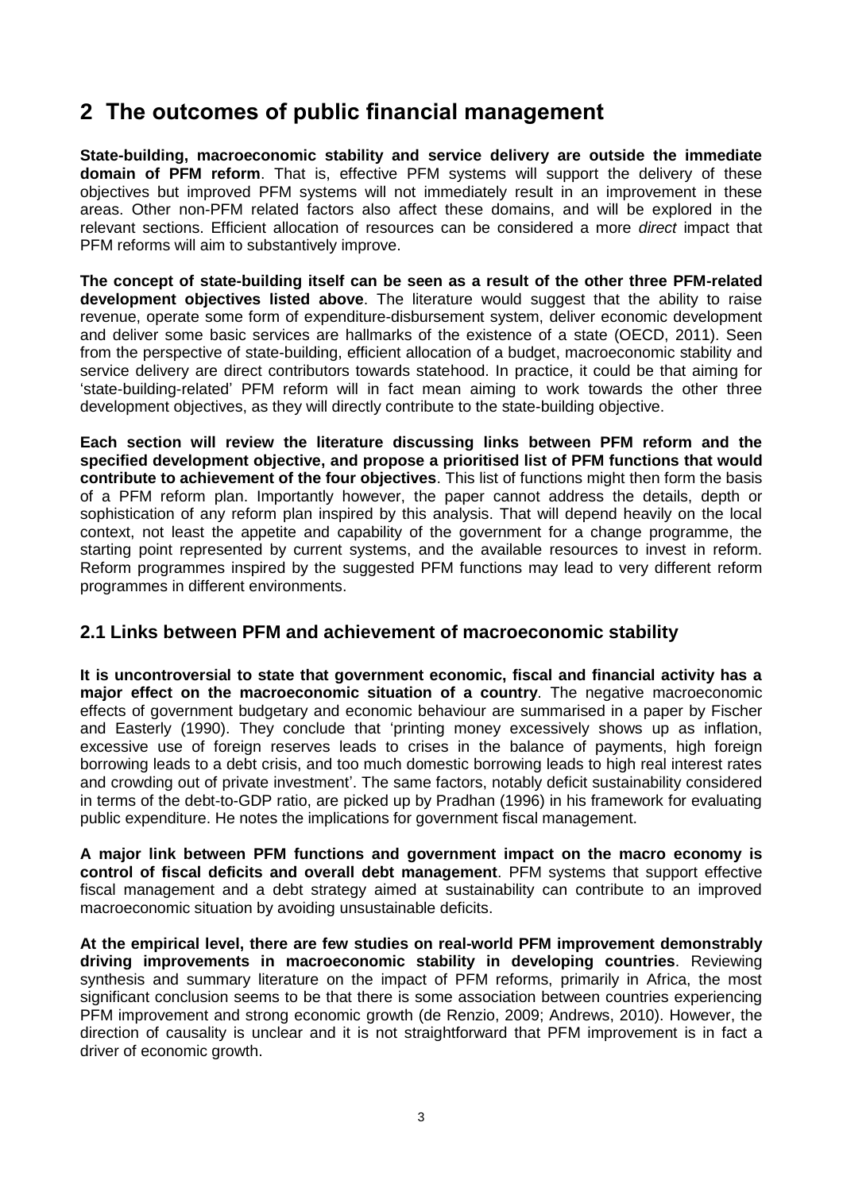# 2 The outcomes of public financial management

**State-building, macroeconomic stability and service delivery are outside the immediate domain of PFM reform**. That is, effective PFM systems will support the delivery of these objectives but improved PFM systems will not immediately result in an improvement in these areas. Other non-PFM related factors also affect these domains, and will be explored in the relevant sections. Efficient allocation of resources can be considered a more *direct* impact that PFM reforms will aim to substantively improve.

**The concept of state-building itself can be seen as a result of the other three PFM-related development objectives listed above**. The literature would suggest that the ability to raise revenue, operate some form of expenditure-disbursement system, deliver economic development and deliver some basic services are hallmarks of the existence of a state (OECD, 2011). Seen from the perspective of state-building, efficient allocation of a budget, macroeconomic stability and service delivery are direct contributors towards statehood. In practice, it could be that aiming for 'state-building-related' PFM reform will in fact mean aiming to work towards the other three development objectives, as they will directly contribute to the state-building objective.

**Each section will review the literature discussing links between PFM reform and the specified development objective, and propose a prioritised list of PFM functions that would contribute to achievement of the four objectives**. This list of functions might then form the basis of a PFM reform plan. Importantly however, the paper cannot address the details, depth or sophistication of any reform plan inspired by this analysis. That will depend heavily on the local context, not least the appetite and capability of the government for a change programme, the starting point represented by current systems, and the available resources to invest in reform. Reform programmes inspired by the suggested PFM functions may lead to very different reform programmes in different environments.

## 2.1 Links between PFM and achievement of macroeconomic stability

**It is uncontroversial to state that government economic, fiscal and financial activity has a major effect on the macroeconomic situation of a country**. The negative macroeconomic effects of government budgetary and economic behaviour are summarised in a paper by Fischer and Easterly (1990). They conclude that 'printing money excessively shows up as inflation, excessive use of foreign reserves leads to crises in the balance of payments, high foreign borrowing leads to a debt crisis, and too much domestic borrowing leads to high real interest rates and crowding out of private investment'. The same factors, notably deficit sustainability considered in terms of the debt-to-GDP ratio, are picked up by Pradhan (1996) in his framework for evaluating public expenditure. He notes the implications for government fiscal management.

**A major link between PFM functions and government impact on the macro economy is control of fiscal deficits and overall debt management**. PFM systems that support effective fiscal management and a debt strategy aimed at sustainability can contribute to an improved macroeconomic situation by avoiding unsustainable deficits.

**At the empirical level, there are few studies on real-world PFM improvement demonstrably driving improvements in macroeconomic stability in developing countries**. Reviewing synthesis and summary literature on the impact of PFM reforms, primarily in Africa, the most significant conclusion seems to be that there is some association between countries experiencing PFM improvement and strong economic growth (de Renzio, 2009; Andrews, 2010). However, the direction of causality is unclear and it is not straightforward that PFM improvement is in fact a driver of economic growth.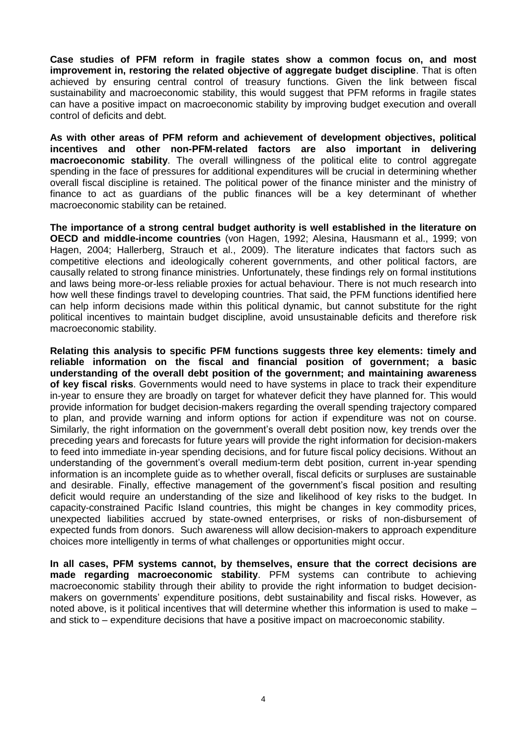**Case studies of PFM reform in fragile states show a common focus on, and most improvement in, restoring the related objective of aggregate budget discipline**. That is often achieved by ensuring central control of treasury functions. Given the link between fiscal sustainability and macroeconomic stability, this would suggest that PFM reforms in fragile states can have a positive impact on macroeconomic stability by improving budget execution and overall control of deficits and debt.

**As with other areas of PFM reform and achievement of development objectives, political incentives and other non-PFM-related factors are also important in delivering macroeconomic stability**. The overall willingness of the political elite to control aggregate spending in the face of pressures for additional expenditures will be crucial in determining whether overall fiscal discipline is retained. The political power of the finance minister and the ministry of finance to act as guardians of the public finances will be a key determinant of whether macroeconomic stability can be retained.

**The importance of a strong central budget authority is well established in the literature on OECD and middle-income countries** (von Hagen, 1992; Alesina, Hausmann et al., 1999; von Hagen, 2004; Hallerberg, Strauch et al., 2009). The literature indicates that factors such as competitive elections and ideologically coherent governments, and other political factors, are causally related to strong finance ministries. Unfortunately, these findings rely on formal institutions and laws being more-or-less reliable proxies for actual behaviour. There is not much research into how well these findings travel to developing countries. That said, the PFM functions identified here can help inform decisions made within this political dynamic, but cannot substitute for the right political incentives to maintain budget discipline, avoid unsustainable deficits and therefore risk macroeconomic stability.

**Relating this analysis to specific PFM functions suggests three key elements: timely and reliable information on the fiscal and financial position of government; a basic understanding of the overall debt position of the government; and maintaining awareness of key fiscal risks**. Governments would need to have systems in place to track their expenditure in-year to ensure they are broadly on target for whatever deficit they have planned for. This would provide information for budget decision-makers regarding the overall spending trajectory compared to plan, and provide warning and inform options for action if expenditure was not on course. Similarly, the right information on the government's overall debt position now, key trends over the preceding years and forecasts for future years will provide the right information for decision-makers to feed into immediate in-year spending decisions, and for future fiscal policy decisions. Without an understanding of the government's overall medium-term debt position, current in-year spending information is an incomplete guide as to whether overall, fiscal deficits or surpluses are sustainable and desirable. Finally, effective management of the government's fiscal position and resulting deficit would require an understanding of the size and likelihood of key risks to the budget. In capacity-constrained Pacific Island countries, this might be changes in key commodity prices, unexpected liabilities accrued by state-owned enterprises, or risks of non-disbursement of expected funds from donors. Such awareness will allow decision-makers to approach expenditure choices more intelligently in terms of what challenges or opportunities might occur.

**In all cases, PFM systems cannot, by themselves, ensure that the correct decisions are made regarding macroeconomic stability**. PFM systems can contribute to achieving macroeconomic stability through their ability to provide the right information to budget decision-makers on governments' expenditure positions, debt sustainability and fiscal risks. However, as noted above, is it political incentives that will determine whether this information is used to make – and stick to – expenditure decisions that have a positive impact on macroeconomic stability.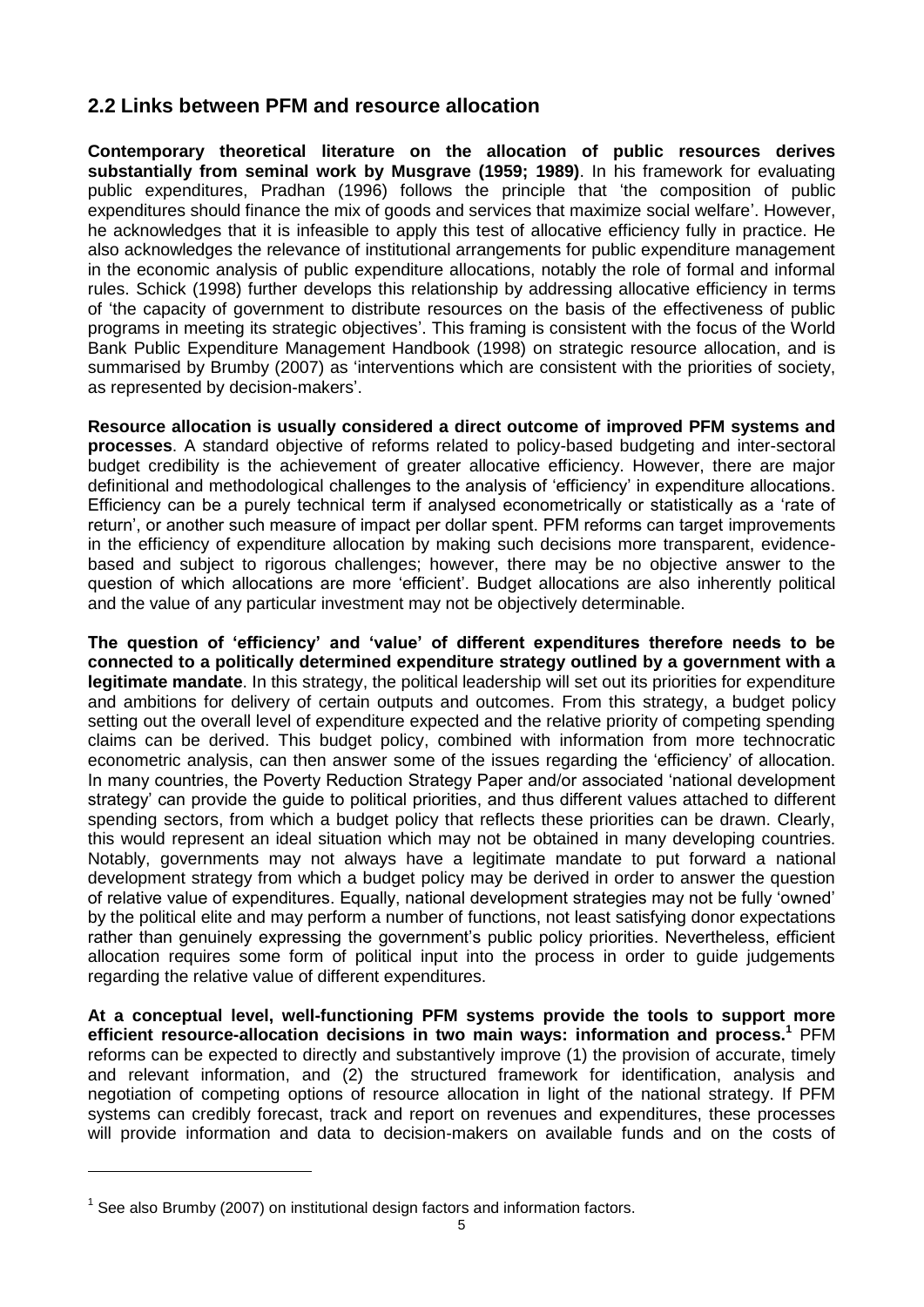## 2.2 Links between PFM and resource allocation

**Contemporary theoretical literature on the allocation of public resources derives substantially from seminal work by Musgrave (1959; 1989)**. In his framework for evaluating public expenditures, Pradhan (1996) follows the principle that 'the composition of public expenditures should finance the mix of goods and services that maximize social welfare'. However, he acknowledges that it is infeasible to apply this test of allocative efficiency fully in practice. He also acknowledges the relevance of institutional arrangements for public expenditure management in the economic analysis of public expenditure allocations, notably the role of formal and informal rules. Schick (1998) further develops this relationship by addressing allocative efficiency in terms of 'the capacity of government to distribute resources on the basis of the effectiveness of public programs in meeting its strategic objectives'. This framing is consistent with the focus of the World Bank Public Expenditure Management Handbook (1998) on strategic resource allocation, and is summarised by Brumby (2007) as 'interventions which are consistent with the priorities of society, as represented by decision-makers'.

**Resource allocation is usually considered a direct outcome of improved PFM systems and processes**. A standard objective of reforms related to policy-based budgeting and inter-sectoral budget credibility is the achievement of greater allocative efficiency. However, there are major definitional and methodological challenges to the analysis of 'efficiency' in expenditure allocations. Efficiency can be a purely technical term if analysed econometrically or statistically as a 'rate of return', or another such measure of impact per dollar spent. PFM reforms can target improvements in the efficiency of expenditure allocation by making such decisions more transparent, evidence-based and subject to rigorous challenges; however, there may be no objective answer to the question of which allocations are more 'efficient'. Budget allocations are also inherently political and the value of any particular investment may not be objectively determinable.

**The question of 'efficiency' and 'value' of different expenditures therefore needs to be connected to a politically determined expenditure strategy outlined by a government with a legitimate mandate**. In this strategy, the political leadership will set out its priorities for expenditure and ambitions for delivery of certain outputs and outcomes. From this strategy, a budget policy setting out the overall level of expenditure expected and the relative priority of competing spending claims can be derived. This budget policy, combined with information from more technocratic econometric analysis, can then answer some of the issues regarding the 'efficiency' of allocation. In many countries, the Poverty Reduction Strategy Paper and/or associated 'national development strategy' can provide the guide to political priorities, and thus different values attached to different spending sectors, from which a budget policy that reflects these priorities can be drawn. Clearly, this would represent an ideal situation which may not be obtained in many developing countries. Notably, governments may not always have a legitimate mandate to put forward a national development strategy from which a budget policy may be derived in order to answer the question of relative value of expenditures. Equally, national development strategies may not be fully 'owned' by the political elite and may perform a number of functions, not least satisfying donor expectations rather than genuinely expressing the government's public policy priorities. Nevertheless, efficient allocation requires some form of political input into the process in order to guide judgements regarding the relative value of different expenditures.

**At a conceptual level, well-functioning PFM systems provide the tools to support more efficient resource-allocation decisions in two main ways: information and process.**[1] PFM reforms can be expected to directly and substantively improve (1) the provision of accurate, timely and relevant information, and (2) the structured framework for identification, analysis and negotiation of competing options of resource allocation in light of the national strategy. If PFM systems can credibly forecast, track and report on revenues and expenditures, these processes will provide information and data to decision-makers on available funds and on the costs of

[1] See also Brumby (2007) on institutional design factors and information factors.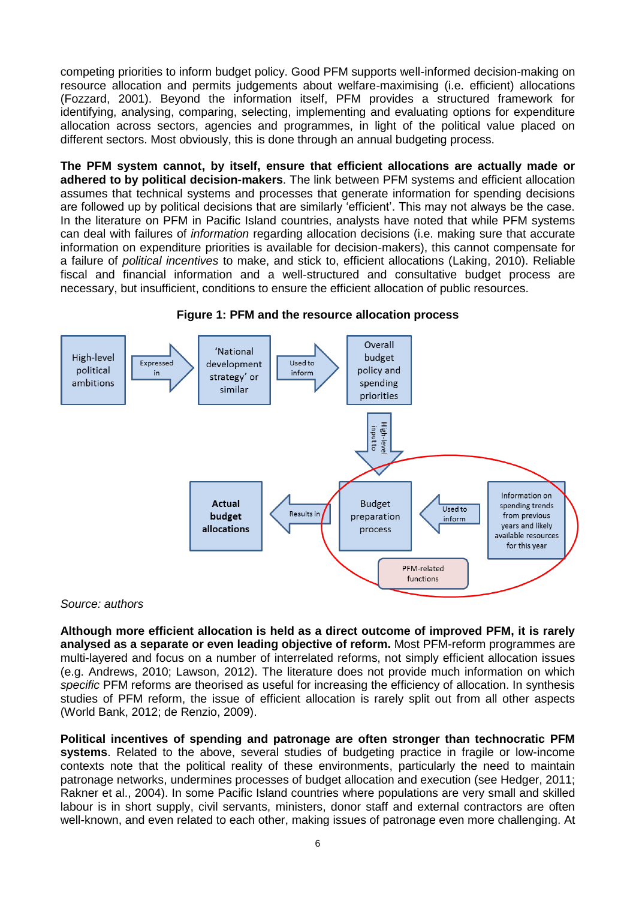competing priorities to inform budget policy. Good PFM supports well-informed decision-making on resource allocation and permits judgements about welfare-maximising (i.e. efficient) allocations (Fozzard, 2001). Beyond the information itself, PFM provides a structured framework for identifying, analysing, comparing, selecting, implementing and evaluating options for expenditure allocation across sectors, agencies and programmes, in light of the political value placed on different sectors. Most obviously, this is done through an annual budgeting process.

**The PFM system cannot, by itself, ensure that efficient allocations are actually made or adhered to by political decision-makers**. The link between PFM systems and efficient allocation assumes that technical systems and processes that generate information for spending decisions are followed up by political decisions that are similarly 'efficient'. This may not always be the case. In the literature on PFM in Pacific Island countries, analysts have noted that while PFM systems can deal with failures of *information* regarding allocation decisions (i.e. making sure that accurate information on expenditure priorities is available for decision-makers), this cannot compensate for a failure of *political incentives* to make, and stick to, efficient allocations (Laking, 2010). Reliable fiscal and financial information and a well-structured and consultative budget process are necessary, but insufficient, conditions to ensure the efficient allocation of public resources.

**Figure 1: PFM and the resource allocation process**

High-level political ambitions → Expressed in → 'National development strategy' or similar → Used to inform → Overall budget policy and spending priorities → High-level input to → Budget preparation process → Results in → Actual budget allocations

Information on spending trends from previous years and likely available resources for this year → Used to inform → Budget preparation process

PFM-related functions

*Source: authors*

**Although more efficient allocation is held as a direct outcome of improved PFM, it is rarely analysed as a separate or even leading objective of reform.** Most PFM-reform programmes are multi-layered and focus on a number of interrelated reforms, not simply efficient allocation issues (e.g. Andrews, 2010; Lawson, 2012). The literature does not provide much information on which *specific* PFM reforms are theorised as useful for increasing the efficiency of allocation. In synthesis studies of PFM reform, the issue of efficient allocation is rarely split out from all other aspects (World Bank, 2012; de Renzio, 2009).

**Political incentives of spending and patronage are often stronger than technocratic PFM systems**. Related to the above, several studies of budgeting practice in fragile or low-income contexts note that the political reality of these environments, particularly the need to maintain patronage networks, undermines processes of budget allocation and execution (see Hedger, 2011; Rakner et al., 2004). In some Pacific Island countries where populations are very small and skilled labour is in short supply, civil servants, ministers, donor staff and external contractors are often well-known, and even related to each other, making issues of patronage even more challenging. At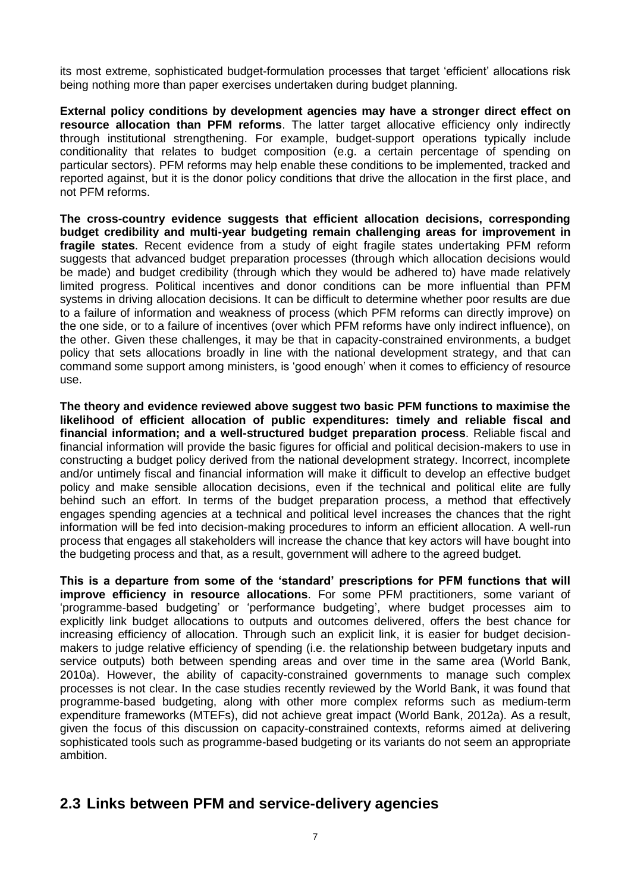its most extreme, sophisticated budget-formulation processes that target 'efficient' allocations risk being nothing more than paper exercises undertaken during budget planning.

**External policy conditions by development agencies may have a stronger direct effect on resource allocation than PFM reforms**. The latter target allocative efficiency only indirectly through institutional strengthening. For example, budget-support operations typically include conditionality that relates to budget composition (e.g. a certain percentage of spending on particular sectors). PFM reforms may help enable these conditions to be implemented, tracked and reported against, but it is the donor policy conditions that drive the allocation in the first place, and not PFM reforms.

**The cross-country evidence suggests that efficient allocation decisions, corresponding budget credibility and multi-year budgeting remain challenging areas for improvement in fragile states**. Recent evidence from a study of eight fragile states undertaking PFM reform suggests that advanced budget preparation processes (through which allocation decisions would be made) and budget credibility (through which they would be adhered to) have made relatively limited progress. Political incentives and donor conditions can be more influential than PFM systems in driving allocation decisions. It can be difficult to determine whether poor results are due to a failure of information and weakness of process (which PFM reforms can directly improve) on the one side, or to a failure of incentives (over which PFM reforms have only indirect influence), on the other. Given these challenges, it may be that in capacity-constrained environments, a budget policy that sets allocations broadly in line with the national development strategy, and that can command some support among ministers, is 'good enough' when it comes to efficiency of resource use.

**The theory and evidence reviewed above suggest two basic PFM functions to maximise the likelihood of efficient allocation of public expenditures: timely and reliable fiscal and financial information; and a well-structured budget preparation process**. Reliable fiscal and financial information will provide the basic figures for official and political decision-makers to use in constructing a budget policy derived from the national development strategy. Incorrect, incomplete and/or untimely fiscal and financial information will make it difficult to develop an effective budget policy and make sensible allocation decisions, even if the technical and political elite are fully behind such an effort. In terms of the budget preparation process, a method that effectively engages spending agencies at a technical and political level increases the chances that the right information will be fed into decision-making procedures to inform an efficient allocation. A well-run process that engages all stakeholders will increase the chance that key actors will have bought into the budgeting process and that, as a result, government will adhere to the agreed budget.

**This is a departure from some of the 'standard' prescriptions for PFM functions that will improve efficiency in resource allocations**. For some PFM practitioners, some variant of 'programme-based budgeting' or 'performance budgeting', where budget processes aim to explicitly link budget allocations to outputs and outcomes delivered, offers the best chance for increasing efficiency of allocation. Through such an explicit link, it is easier for budget decision-makers to judge relative efficiency of spending (i.e. the relationship between budgetary inputs and service outputs) both between spending areas and over time in the same area (World Bank, 2010a). However, the ability of capacity-constrained governments to manage such complex processes is not clear. In the case studies recently reviewed by the World Bank, it was found that programme-based budgeting, along with other more complex reforms such as medium-term expenditure frameworks (MTEFs), did not achieve great impact (World Bank, 2012a). As a result, given the focus of this discussion on capacity-constrained contexts, reforms aimed at delivering sophisticated tools such as programme-based budgeting or its variants do not seem an appropriate ambition.

## 2.3 Links between PFM and service-delivery agencies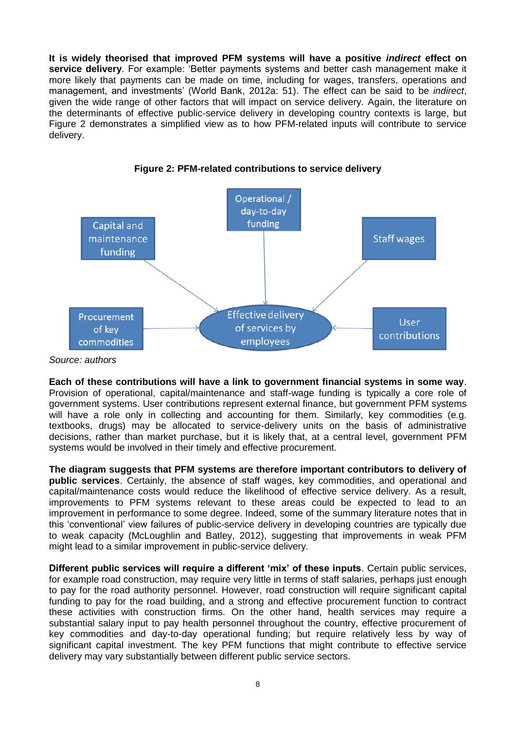**It is widely theorised that improved PFM systems will have a positive *indirect* effect on service delivery**. For example: 'Better payments systems and better cash management make it more likely that payments can be made on time, including for wages, transfers, operations and management, and investments' (World Bank, 2012a: 51). The effect can be said to be *indirect*, given the wide range of other factors that will impact on service delivery. Again, the literature on the determinants of effective public-service delivery in developing country contexts is large, but Figure 2 demonstrates a simplified view as to how PFM-related inputs will contribute to service delivery.

**Figure 2: PFM-related contributions to service delivery**

Capital and maintenance funding → Effective delivery of services by employees
Operational / day-to-day funding → Effective delivery of services by employees
Staff wages → Effective delivery of services by employees
Procurement of key commodities → Effective delivery of services by employees
User contributions → Effective delivery of services by employees

*Source: authors*

**Each of these contributions will have a link to government financial systems in some way**. Provision of operational, capital/maintenance and staff-wage funding is typically a core role of government systems. User contributions represent external finance, but government PFM systems will have a role only in collecting and accounting for them. Similarly, key commodities (e.g. textbooks, drugs) may be allocated to service-delivery units on the basis of administrative decisions, rather than market purchase, but it is likely that, at a central level, government PFM systems would be involved in their timely and effective procurement.

**The diagram suggests that PFM systems are therefore important contributors to delivery of public services**. Certainly, the absence of staff wages, key commodities, and operational and capital/maintenance costs would reduce the likelihood of effective service delivery. As a result, improvements to PFM systems relevant to these areas could be expected to lead to an improvement in performance to some degree. Indeed, some of the summary literature notes that in this 'conventional' view failures of public-service delivery in developing countries are typically due to weak capacity (McLoughlin and Batley, 2012), suggesting that improvements in weak PFM might lead to a similar improvement in public-service delivery.

**Different public services will require a different 'mix' of these inputs**. Certain public services, for example road construction, may require very little in terms of staff salaries, perhaps just enough to pay for the road authority personnel. However, road construction will require significant capital funding to pay for the road building, and a strong and effective procurement function to contract these activities with construction firms. On the other hand, health services may require a substantial salary input to pay health personnel throughout the country, effective procurement of key commodities and day-to-day operational funding; but require relatively less by way of significant capital investment. The key PFM functions that might contribute to effective service delivery may vary substantially between different public service sectors.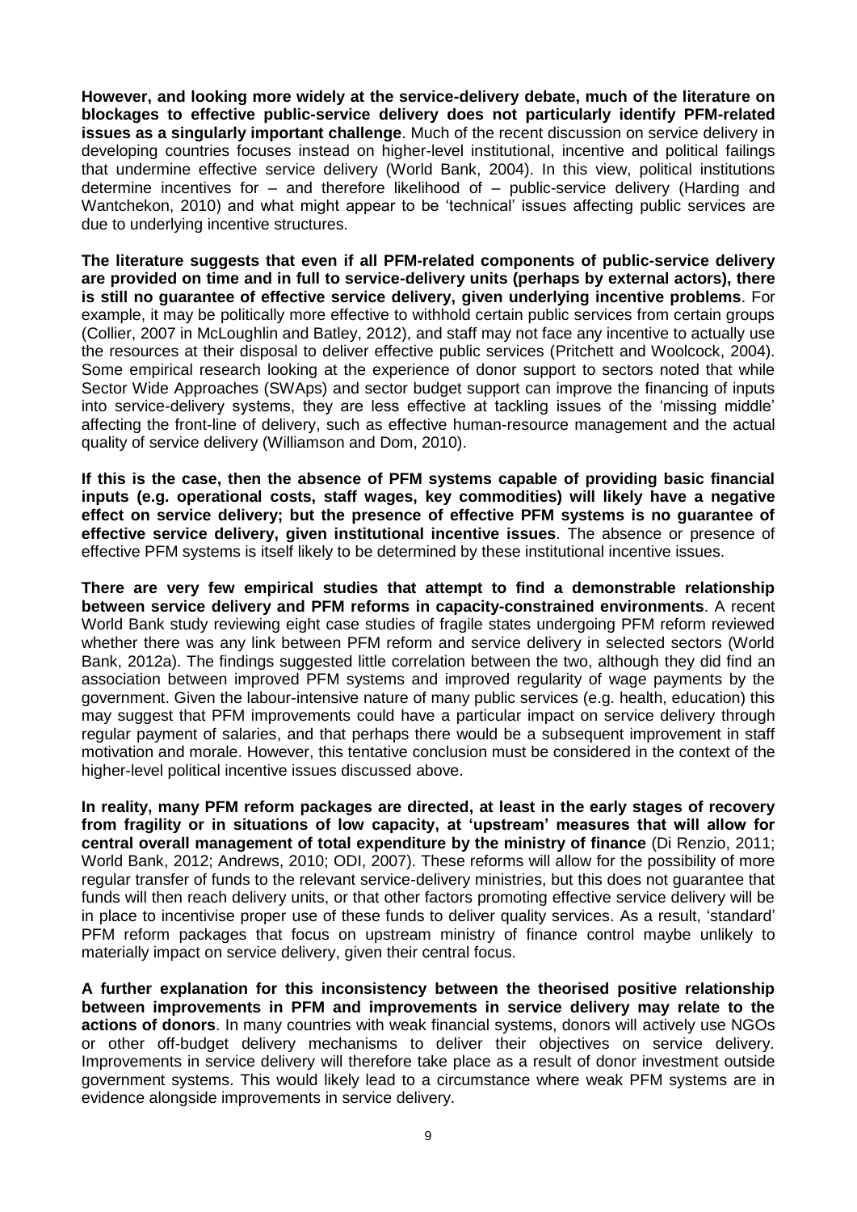**However, and looking more widely at the service-delivery debate, much of the literature on blockages to effective public-service delivery does not particularly identify PFM-related issues as a singularly important challenge**. Much of the recent discussion on service delivery in developing countries focuses instead on higher-level institutional, incentive and political failings that undermine effective service delivery (World Bank, 2004). In this view, political institutions determine incentives for – and therefore likelihood of – public-service delivery (Harding and Wantchekon, 2010) and what might appear to be 'technical' issues affecting public services are due to underlying incentive structures.

**The literature suggests that even if all PFM-related components of public-service delivery are provided on time and in full to service-delivery units (perhaps by external actors), there is still no guarantee of effective service delivery, given underlying incentive problems**. For example, it may be politically more effective to withhold certain public services from certain groups (Collier, 2007 in McLoughlin and Batley, 2012), and staff may not face any incentive to actually use the resources at their disposal to deliver effective public services (Pritchett and Woolcock, 2004). Some empirical research looking at the experience of donor support to sectors noted that while Sector Wide Approaches (SWAps) and sector budget support can improve the financing of inputs into service-delivery systems, they are less effective at tackling issues of the 'missing middle' affecting the front-line of delivery, such as effective human-resource management and the actual quality of service delivery (Williamson and Dom, 2010).

**If this is the case, then the absence of PFM systems capable of providing basic financial inputs (e.g. operational costs, staff wages, key commodities) will likely have a negative effect on service delivery; but the presence of effective PFM systems is no guarantee of effective service delivery, given institutional incentive issues**. The absence or presence of effective PFM systems is itself likely to be determined by these institutional incentive issues.

**There are very few empirical studies that attempt to find a demonstrable relationship between service delivery and PFM reforms in capacity-constrained environments**. A recent World Bank study reviewing eight case studies of fragile states undergoing PFM reform reviewed whether there was any link between PFM reform and service delivery in selected sectors (World Bank, 2012a). The findings suggested little correlation between the two, although they did find an association between improved PFM systems and improved regularity of wage payments by the government. Given the labour-intensive nature of many public services (e.g. health, education) this may suggest that PFM improvements could have a particular impact on service delivery through regular payment of salaries, and that perhaps there would be a subsequent improvement in staff motivation and morale. However, this tentative conclusion must be considered in the context of the higher-level political incentive issues discussed above.

**In reality, many PFM reform packages are directed, at least in the early stages of recovery from fragility or in situations of low capacity, at 'upstream' measures that will allow for central overall management of total expenditure by the ministry of finance** (Di Renzio, 2011; World Bank, 2012; Andrews, 2010; ODI, 2007). These reforms will allow for the possibility of more regular transfer of funds to the relevant service-delivery ministries, but this does not guarantee that funds will then reach delivery units, or that other factors promoting effective service delivery will be in place to incentivise proper use of these funds to deliver quality services. As a result, 'standard' PFM reform packages that focus on upstream ministry of finance control maybe unlikely to materially impact on service delivery, given their central focus.

**A further explanation for this inconsistency between the theorised positive relationship between improvements in PFM and improvements in service delivery may relate to the actions of donors**. In many countries with weak financial systems, donors will actively use NGOs or other off-budget delivery mechanisms to deliver their objectives on service delivery. Improvements in service delivery will therefore take place as a result of donor investment outside government systems. This would likely lead to a circumstance where weak PFM systems are in evidence alongside improvements in service delivery.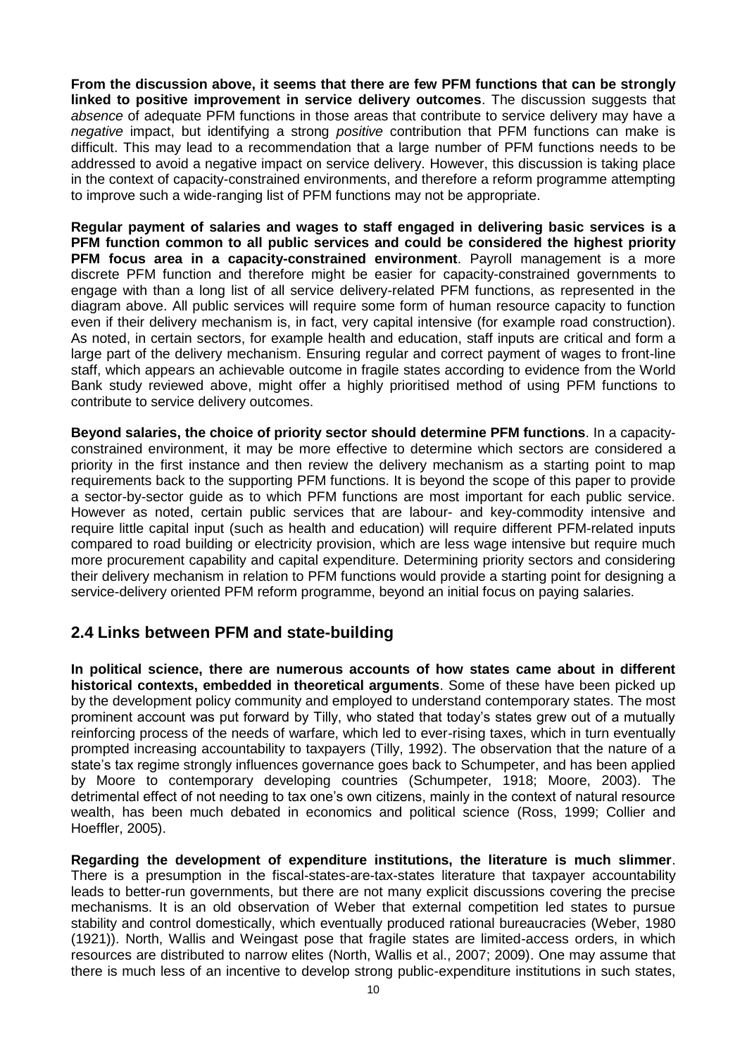**From the discussion above, it seems that there are few PFM functions that can be strongly linked to positive improvement in service delivery outcomes**. The discussion suggests that *absence* of adequate PFM functions in those areas that contribute to service delivery may have a *negative* impact, but identifying a strong *positive* contribution that PFM functions can make is difficult. This may lead to a recommendation that a large number of PFM functions needs to be addressed to avoid a negative impact on service delivery. However, this discussion is taking place in the context of capacity-constrained environments, and therefore a reform programme attempting to improve such a wide-ranging list of PFM functions may not be appropriate.

**Regular payment of salaries and wages to staff engaged in delivering basic services is a PFM function common to all public services and could be considered the highest priority PFM focus area in a capacity-constrained environment**. Payroll management is a more discrete PFM function and therefore might be easier for capacity-constrained governments to engage with than a long list of all service delivery-related PFM functions, as represented in the diagram above. All public services will require some form of human resource capacity to function even if their delivery mechanism is, in fact, very capital intensive (for example road construction). As noted, in certain sectors, for example health and education, staff inputs are critical and form a large part of the delivery mechanism. Ensuring regular and correct payment of wages to front-line staff, which appears an achievable outcome in fragile states according to evidence from the World Bank study reviewed above, might offer a highly prioritised method of using PFM functions to contribute to service delivery outcomes.

**Beyond salaries, the choice of priority sector should determine PFM functions**. In a capacity-constrained environment, it may be more effective to determine which sectors are considered a priority in the first instance and then review the delivery mechanism as a starting point to map requirements back to the supporting PFM functions. It is beyond the scope of this paper to provide a sector-by-sector guide as to which PFM functions are most important for each public service. However as noted, certain public services that are labour- and key-commodity intensive and require little capital input (such as health and education) will require different PFM-related inputs compared to road building or electricity provision, which are less wage intensive but require much more procurement capability and capital expenditure. Determining priority sectors and considering their delivery mechanism in relation to PFM functions would provide a starting point for designing a service-delivery oriented PFM reform programme, beyond an initial focus on paying salaries.

## 2.4 Links between PFM and state-building

**In political science, there are numerous accounts of how states came about in different historical contexts, embedded in theoretical arguments**. Some of these have been picked up by the development policy community and employed to understand contemporary states. The most prominent account was put forward by Tilly, who stated that today's states grew out of a mutually reinforcing process of the needs of warfare, which led to ever-rising taxes, which in turn eventually prompted increasing accountability to taxpayers (Tilly, 1992). The observation that the nature of a state's tax regime strongly influences governance goes back to Schumpeter, and has been applied by Moore to contemporary developing countries (Schumpeter, 1918; Moore, 2003). The detrimental effect of not needing to tax one's own citizens, mainly in the context of natural resource wealth, has been much debated in economics and political science (Ross, 1999; Collier and Hoeffler, 2005).

**Regarding the development of expenditure institutions, the literature is much slimmer**. There is a presumption in the fiscal-states-are-tax-states literature that taxpayer accountability leads to better-run governments, but there are not many explicit discussions covering the precise mechanisms. It is an old observation of Weber that external competition led states to pursue stability and control domestically, which eventually produced rational bureaucracies (Weber, 1980 (1921)). North, Wallis and Weingast pose that fragile states are limited-access orders, in which resources are distributed to narrow elites (North, Wallis et al., 2007; 2009). One may assume that there is much less of an incentive to develop strong public-expenditure institutions in such states,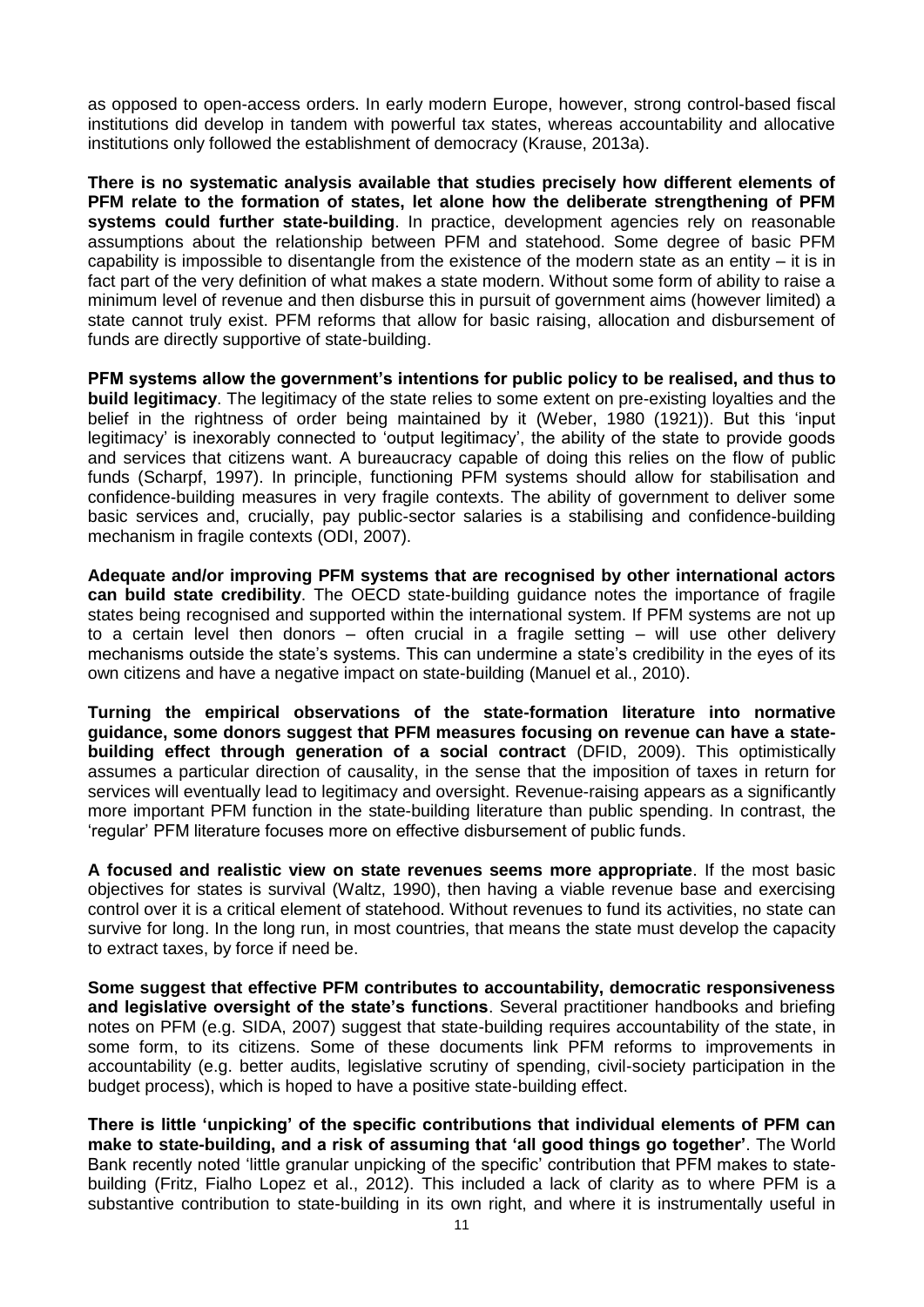as opposed to open-access orders. In early modern Europe, however, strong control-based fiscal institutions did develop in tandem with powerful tax states, whereas accountability and allocative institutions only followed the establishment of democracy (Krause, 2013a).

**There is no systematic analysis available that studies precisely how different elements of PFM relate to the formation of states, let alone how the deliberate strengthening of PFM systems could further state-building**. In practice, development agencies rely on reasonable assumptions about the relationship between PFM and statehood. Some degree of basic PFM capability is impossible to disentangle from the existence of the modern state as an entity – it is in fact part of the very definition of what makes a state modern. Without some form of ability to raise a minimum level of revenue and then disburse this in pursuit of government aims (however limited) a state cannot truly exist. PFM reforms that allow for basic raising, allocation and disbursement of funds are directly supportive of state-building.

**PFM systems allow the government's intentions for public policy to be realised, and thus to build legitimacy**. The legitimacy of the state relies to some extent on pre-existing loyalties and the belief in the rightness of order being maintained by it (Weber, 1980 (1921)). But this 'input legitimacy' is inexorably connected to 'output legitimacy', the ability of the state to provide goods and services that citizens want. A bureaucracy capable of doing this relies on the flow of public funds (Scharpf, 1997). In principle, functioning PFM systems should allow for stabilisation and confidence-building measures in very fragile contexts. The ability of government to deliver some basic services and, crucially, pay public-sector salaries is a stabilising and confidence-building mechanism in fragile contexts (ODI, 2007).

**Adequate and/or improving PFM systems that are recognised by other international actors can build state credibility**. The OECD state-building guidance notes the importance of fragile states being recognised and supported within the international system. If PFM systems are not up to a certain level then donors – often crucial in a fragile setting – will use other delivery mechanisms outside the state's systems. This can undermine a state's credibility in the eyes of its own citizens and have a negative impact on state-building (Manuel et al., 2010).

**Turning the empirical observations of the state-formation literature into normative guidance, some donors suggest that PFM measures focusing on revenue can have a state-building effect through generation of a social contract** (DFID, 2009). This optimistically assumes a particular direction of causality, in the sense that the imposition of taxes in return for services will eventually lead to legitimacy and oversight. Revenue-raising appears as a significantly more important PFM function in the state-building literature than public spending. In contrast, the 'regular' PFM literature focuses more on effective disbursement of public funds.

**A focused and realistic view on state revenues seems more appropriate**. If the most basic objectives for states is survival (Waltz, 1990), then having a viable revenue base and exercising control over it is a critical element of statehood. Without revenues to fund its activities, no state can survive for long. In the long run, in most countries, that means the state must develop the capacity to extract taxes, by force if need be.

**Some suggest that effective PFM contributes to accountability, democratic responsiveness and legislative oversight of the state's functions**. Several practitioner handbooks and briefing notes on PFM (e.g. SIDA, 2007) suggest that state-building requires accountability of the state, in some form, to its citizens. Some of these documents link PFM reforms to improvements in accountability (e.g. better audits, legislative scrutiny of spending, civil-society participation in the budget process), which is hoped to have a positive state-building effect.

**There is little 'unpicking' of the specific contributions that individual elements of PFM can make to state-building, and a risk of assuming that 'all good things go together'**. The World Bank recently noted 'little granular unpicking of the specific' contribution that PFM makes to state-building (Fritz, Fialho Lopez et al., 2012). This included a lack of clarity as to where PFM is a substantive contribution to state-building in its own right, and where it is instrumentally useful in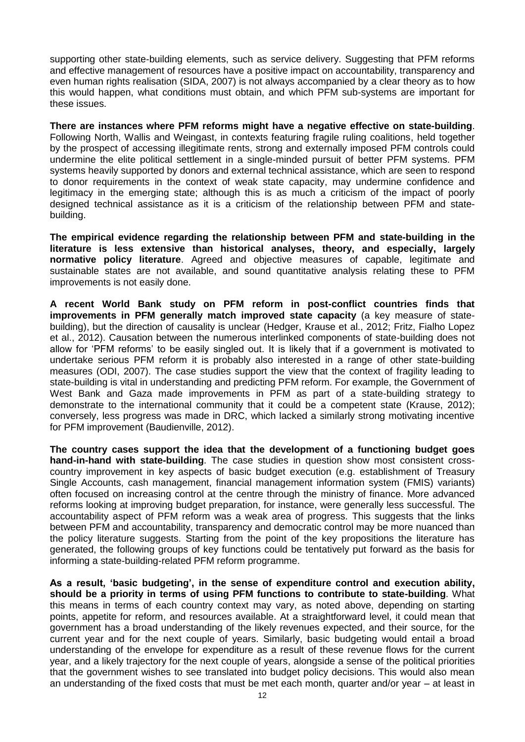supporting other state-building elements, such as service delivery. Suggesting that PFM reforms and effective management of resources have a positive impact on accountability, transparency and even human rights realisation (SIDA, 2007) is not always accompanied by a clear theory as to how this would happen, what conditions must obtain, and which PFM sub-systems are important for these issues.

**There are instances where PFM reforms might have a negative effective on state-building**. Following North, Wallis and Weingast, in contexts featuring fragile ruling coalitions, held together by the prospect of accessing illegitimate rents, strong and externally imposed PFM controls could undermine the elite political settlement in a single-minded pursuit of better PFM systems. PFM systems heavily supported by donors and external technical assistance, which are seen to respond to donor requirements in the context of weak state capacity, may undermine confidence and legitimacy in the emerging state; although this is as much a criticism of the impact of poorly designed technical assistance as it is a criticism of the relationship between PFM and state-building.

**The empirical evidence regarding the relationship between PFM and state-building in the literature is less extensive than historical analyses, theory, and especially, largely normative policy literature**. Agreed and objective measures of capable, legitimate and sustainable states are not available, and sound quantitative analysis relating these to PFM improvements is not easily done.

**A recent World Bank study on PFM reform in post-conflict countries finds that improvements in PFM generally match improved state capacity** (a key measure of state-building), but the direction of causality is unclear (Hedger, Krause et al., 2012; Fritz, Fialho Lopez et al., 2012). Causation between the numerous interlinked components of state-building does not allow for 'PFM reforms' to be easily singled out. It is likely that if a government is motivated to undertake serious PFM reform it is probably also interested in a range of other state-building measures (ODI, 2007). The case studies support the view that the context of fragility leading to state-building is vital in understanding and predicting PFM reform. For example, the Government of West Bank and Gaza made improvements in PFM as part of a state-building strategy to demonstrate to the international community that it could be a competent state (Krause, 2012); conversely, less progress was made in DRC, which lacked a similarly strong motivating incentive for PFM improvement (Baudienville, 2012).

**The country cases support the idea that the development of a functioning budget goes hand-in-hand with state-building**. The case studies in question show most consistent cross-country improvement in key aspects of basic budget execution (e.g. establishment of Treasury Single Accounts, cash management, financial management information system (FMIS) variants) often focused on increasing control at the centre through the ministry of finance. More advanced reforms looking at improving budget preparation, for instance, were generally less successful. The accountability aspect of PFM reform was a weak area of progress. This suggests that the links between PFM and accountability, transparency and democratic control may be more nuanced than the policy literature suggests. Starting from the point of the key propositions the literature has generated, the following groups of key functions could be tentatively put forward as the basis for informing a state-building-related PFM reform programme.

**As a result, 'basic budgeting', in the sense of expenditure control and execution ability, should be a priority in terms of using PFM functions to contribute to state-building**. What this means in terms of each country context may vary, as noted above, depending on starting points, appetite for reform, and resources available. At a straightforward level, it could mean that government has a broad understanding of the likely revenues expected, and their source, for the current year and for the next couple of years. Similarly, basic budgeting would entail a broad understanding of the envelope for expenditure as a result of these revenue flows for the current year, and a likely trajectory for the next couple of years, alongside a sense of the political priorities that the government wishes to see translated into budget policy decisions. This would also mean an understanding of the fixed costs that must be met each month, quarter and/or year – at least in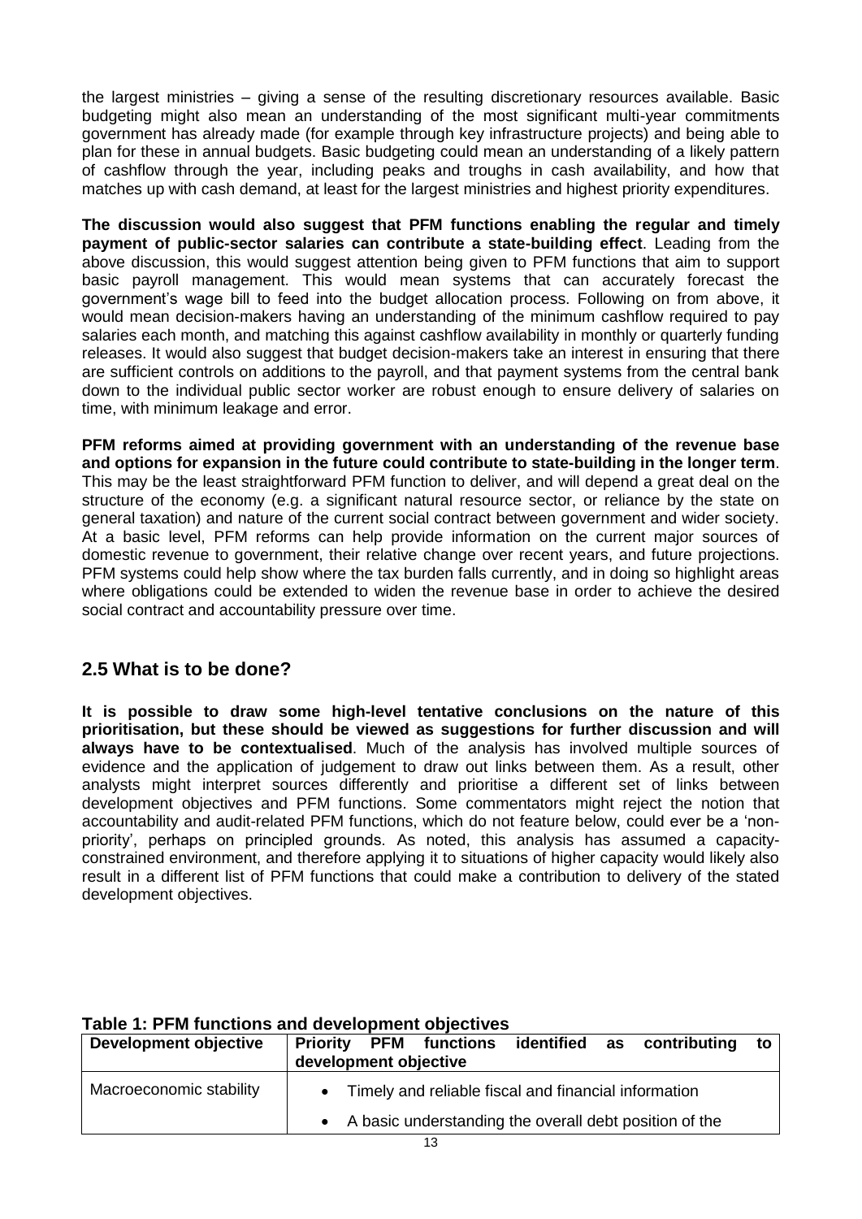the largest ministries – giving a sense of the resulting discretionary resources available. Basic budgeting might also mean an understanding of the most significant multi-year commitments government has already made (for example through key infrastructure projects) and being able to plan for these in annual budgets. Basic budgeting could mean an understanding of a likely pattern of cashflow through the year, including peaks and troughs in cash availability, and how that matches up with cash demand, at least for the largest ministries and highest priority expenditures.

**The discussion would also suggest that PFM functions enabling the regular and timely payment of public-sector salaries can contribute a state-building effect**. Leading from the above discussion, this would suggest attention being given to PFM functions that aim to support basic payroll management. This would mean systems that can accurately forecast the government's wage bill to feed into the budget allocation process. Following on from above, it would mean decision-makers having an understanding of the minimum cashflow required to pay salaries each month, and matching this against cashflow availability in monthly or quarterly funding releases. It would also suggest that budget decision-makers take an interest in ensuring that there are sufficient controls on additions to the payroll, and that payment systems from the central bank down to the individual public sector worker are robust enough to ensure delivery of salaries on time, with minimum leakage and error.

**PFM reforms aimed at providing government with an understanding of the revenue base and options for expansion in the future could contribute to state-building in the longer term**. This may be the least straightforward PFM function to deliver, and will depend a great deal on the structure of the economy (e.g. a significant natural resource sector, or reliance by the state on general taxation) and nature of the current social contract between government and wider society. At a basic level, PFM reforms can help provide information on the current major sources of domestic revenue to government, their relative change over recent years, and future projections. PFM systems could help show where the tax burden falls currently, and in doing so highlight areas where obligations could be extended to widen the revenue base in order to achieve the desired social contract and accountability pressure over time.

## 2.5 What is to be done?

**It is possible to draw some high-level tentative conclusions on the nature of this prioritisation, but these should be viewed as suggestions for further discussion and will always have to be contextualised**. Much of the analysis has involved multiple sources of evidence and the application of judgement to draw out links between them. As a result, other analysts might interpret sources differently and prioritise a different set of links between development objectives and PFM functions. Some commentators might reject the notion that accountability and audit-related PFM functions, which do not feature below, could ever be a 'non-priority', perhaps on principled grounds. As noted, this analysis has assumed a capacity-constrained environment, and therefore applying it to situations of higher capacity would likely also result in a different list of PFM functions that could make a contribution to delivery of the stated development objectives.

**Table 1: PFM functions and development objectives**

| Development objective | Priority PFM functions identified as contributing to development objective |
|---|---|
| Macroeconomic stability | • Timely and reliable fiscal and financial information<br>• A basic understanding the overall debt position of the |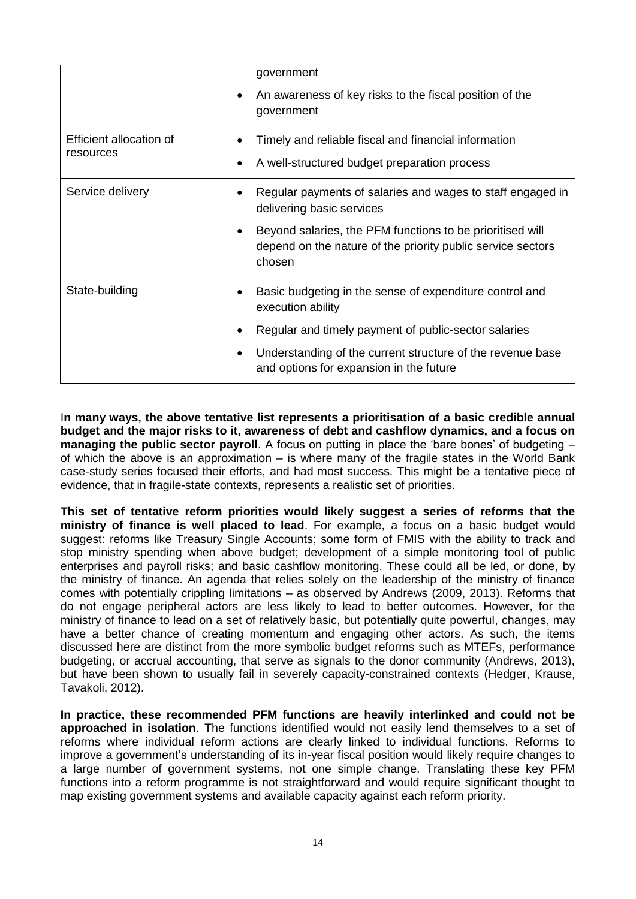| | |
|---|---|
| | government<br>• An awareness of key risks to the fiscal position of the government |
| Efficient allocation of resources | • Timely and reliable fiscal and financial information<br>• A well-structured budget preparation process |
| Service delivery | • Regular payments of salaries and wages to staff engaged in delivering basic services<br>• Beyond salaries, the PFM functions to be prioritised will depend on the nature of the priority public service sectors chosen |
| State-building | • Basic budgeting in the sense of expenditure control and execution ability<br>• Regular and timely payment of public-sector salaries<br>• Understanding of the current structure of the revenue base and options for expansion in the future |

I**n many ways, the above tentative list represents a prioritisation of a basic credible annual budget and the major risks to it, awareness of debt and cashflow dynamics, and a focus on managing the public sector payroll**. A focus on putting in place the 'bare bones' of budgeting – of which the above is an approximation – is where many of the fragile states in the World Bank case-study series focused their efforts, and had most success. This might be a tentative piece of evidence, that in fragile-state contexts, represents a realistic set of priorities.

**This set of tentative reform priorities would likely suggest a series of reforms that the ministry of finance is well placed to lead**. For example, a focus on a basic budget would suggest: reforms like Treasury Single Accounts; some form of FMIS with the ability to track and stop ministry spending when above budget; development of a simple monitoring tool of public enterprises and payroll risks; and basic cashflow monitoring. These could all be led, or done, by the ministry of finance. An agenda that relies solely on the leadership of the ministry of finance comes with potentially crippling limitations – as observed by Andrews (2009, 2013). Reforms that do not engage peripheral actors are less likely to lead to better outcomes. However, for the ministry of finance to lead on a set of relatively basic, but potentially quite powerful, changes, may have a better chance of creating momentum and engaging other actors. As such, the items discussed here are distinct from the more symbolic budget reforms such as MTEFs, performance budgeting, or accrual accounting, that serve as signals to the donor community (Andrews, 2013), but have been shown to usually fail in severely capacity-constrained contexts (Hedger, Krause, Tavakoli, 2012).

**In practice, these recommended PFM functions are heavily interlinked and could not be approached in isolation**. The functions identified would not easily lend themselves to a set of reforms where individual reform actions are clearly linked to individual functions. Reforms to improve a government's understanding of its in-year fiscal position would likely require changes to a large number of government systems, not one simple change. Translating these key PFM functions into a reform programme is not straightforward and would require significant thought to map existing government systems and available capacity against each reform priority.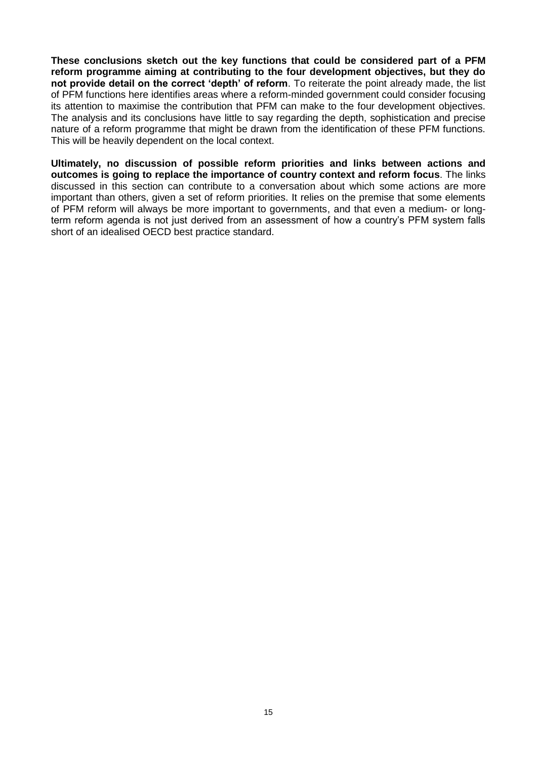**These conclusions sketch out the key functions that could be considered part of a PFM reform programme aiming at contributing to the four development objectives, but they do not provide detail on the correct 'depth' of reform**. To reiterate the point already made, the list of PFM functions here identifies areas where a reform-minded government could consider focusing its attention to maximise the contribution that PFM can make to the four development objectives. The analysis and its conclusions have little to say regarding the depth, sophistication and precise nature of a reform programme that might be drawn from the identification of these PFM functions. This will be heavily dependent on the local context.

**Ultimately, no discussion of possible reform priorities and links between actions and outcomes is going to replace the importance of country context and reform focus**. The links discussed in this section can contribute to a conversation about which some actions are more important than others, given a set of reform priorities. It relies on the premise that some elements of PFM reform will always be more important to governments, and that even a medium- or long-term reform agenda is not just derived from an assessment of how a country's PFM system falls short of an idealised OECD best practice standard.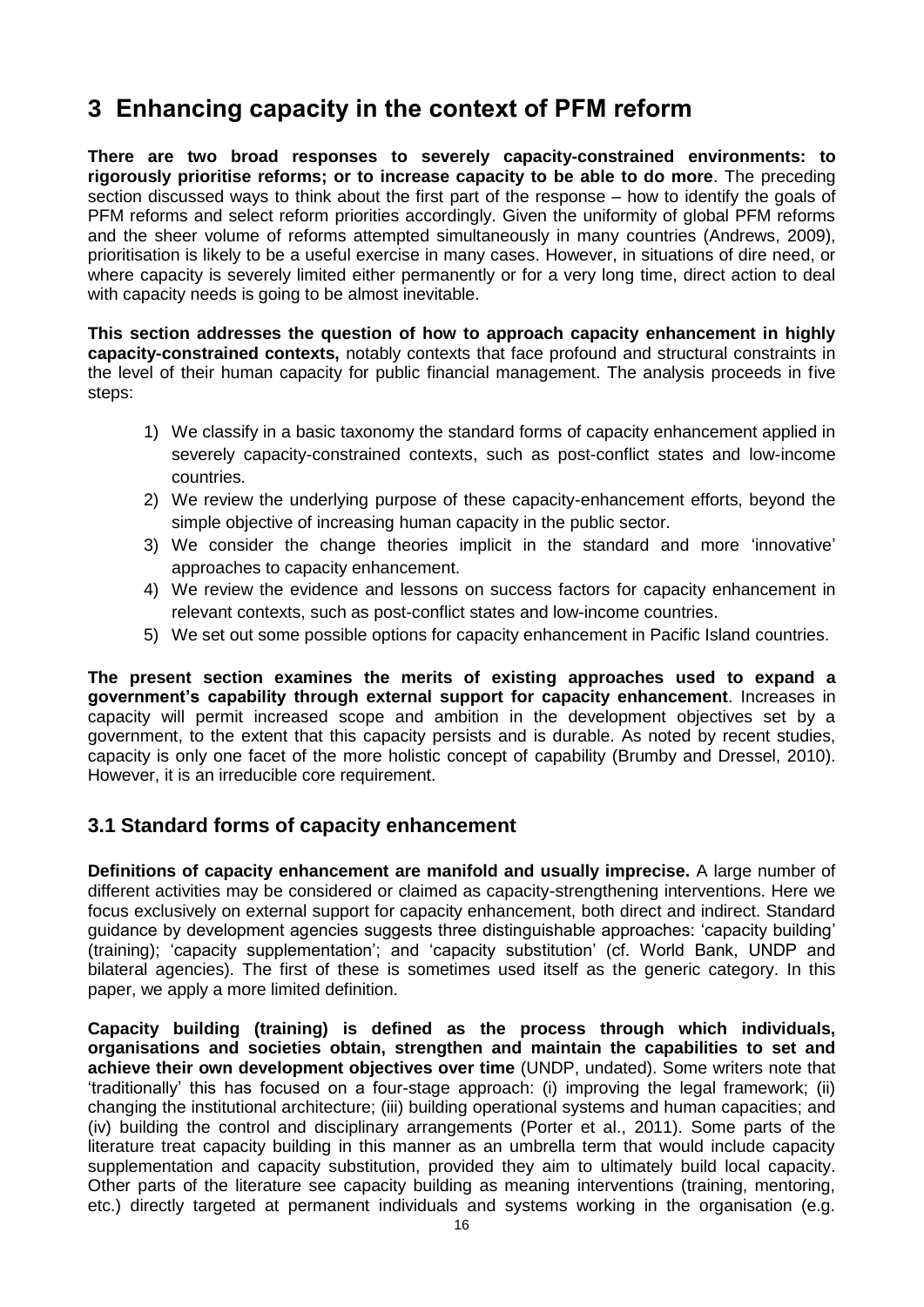# 3 Enhancing capacity in the context of PFM reform

**There are two broad responses to severely capacity-constrained environments: to rigorously prioritise reforms; or to increase capacity to be able to do more**. The preceding section discussed ways to think about the first part of the response – how to identify the goals of PFM reforms and select reform priorities accordingly. Given the uniformity of global PFM reforms and the sheer volume of reforms attempted simultaneously in many countries (Andrews, 2009), prioritisation is likely to be a useful exercise in many cases. However, in situations of dire need, or where capacity is severely limited either permanently or for a very long time, direct action to deal with capacity needs is going to be almost inevitable.

**This section addresses the question of how to approach capacity enhancement in highly capacity-constrained contexts,** notably contexts that face profound and structural constraints in the level of their human capacity for public financial management. The analysis proceeds in five steps:

1) We classify in a basic taxonomy the standard forms of capacity enhancement applied in severely capacity-constrained contexts, such as post-conflict states and low-income countries.
2) We review the underlying purpose of these capacity-enhancement efforts, beyond the simple objective of increasing human capacity in the public sector.
3) We consider the change theories implicit in the standard and more 'innovative' approaches to capacity enhancement.
4) We review the evidence and lessons on success factors for capacity enhancement in relevant contexts, such as post-conflict states and low-income countries.
5) We set out some possible options for capacity enhancement in Pacific Island countries.

**The present section examines the merits of existing approaches used to expand a government's capability through external support for capacity enhancement**. Increases in capacity will permit increased scope and ambition in the development objectives set by a government, to the extent that this capacity persists and is durable. As noted by recent studies, capacity is only one facet of the more holistic concept of capability (Brumby and Dressel, 2010). However, it is an irreducible core requirement.

## 3.1 Standard forms of capacity enhancement

**Definitions of capacity enhancement are manifold and usually imprecise.** A large number of different activities may be considered or claimed as capacity-strengthening interventions. Here we focus exclusively on external support for capacity enhancement, both direct and indirect. Standard guidance by development agencies suggests three distinguishable approaches: 'capacity building' (training); 'capacity supplementation'; and 'capacity substitution' (cf. World Bank, UNDP and bilateral agencies). The first of these is sometimes used itself as the generic category. In this paper, we apply a more limited definition.

**Capacity building (training) is defined as the process through which individuals, organisations and societies obtain, strengthen and maintain the capabilities to set and achieve their own development objectives over time** (UNDP, undated). Some writers note that 'traditionally' this has focused on a four-stage approach: (i) improving the legal framework; (ii) changing the institutional architecture; (iii) building operational systems and human capacities; and (iv) building the control and disciplinary arrangements (Porter et al., 2011). Some parts of the literature treat capacity building in this manner as an umbrella term that would include capacity supplementation and capacity substitution, provided they aim to ultimately build local capacity. Other parts of the literature see capacity building as meaning interventions (training, mentoring, etc.) directly targeted at permanent individuals and systems working in the organisation (e.g.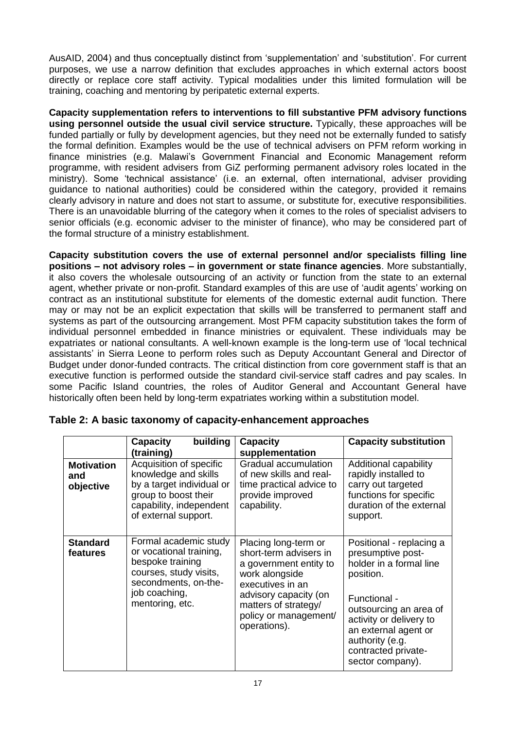AusAID, 2004) and thus conceptually distinct from 'supplementation' and 'substitution'. For current purposes, we use a narrow definition that excludes approaches in which external actors boost directly or replace core staff activity. Typical modalities under this limited formulation will be training, coaching and mentoring by peripatetic external experts.

**Capacity supplementation refers to interventions to fill substantive PFM advisory functions using personnel outside the usual civil service structure.** Typically, these approaches will be funded partially or fully by development agencies, but they need not be externally funded to satisfy the formal definition. Examples would be the use of technical advisers on PFM reform working in finance ministries (e.g. Malawi's Government Financial and Economic Management reform programme, with resident advisers from GiZ performing permanent advisory roles located in the ministry). Some 'technical assistance' (i.e. an external, often international, adviser providing guidance to national authorities) could be considered within the category, provided it remains clearly advisory in nature and does not start to assume, or substitute for, executive responsibilities. There is an unavoidable blurring of the category when it comes to the roles of specialist advisers to senior officials (e.g. economic adviser to the minister of finance), who may be considered part of the formal structure of a ministry establishment.

**Capacity substitution covers the use of external personnel and/or specialists filling line positions – not advisory roles – in government or state finance agencies**. More substantially, it also covers the wholesale outsourcing of an activity or function from the state to an external agent, whether private or non-profit. Standard examples of this are use of 'audit agents' working on contract as an institutional substitute for elements of the domestic external audit function. There may or may not be an explicit expectation that skills will be transferred to permanent staff and systems as part of the outsourcing arrangement. Most PFM capacity substitution takes the form of individual personnel embedded in finance ministries or equivalent. These individuals may be expatriates or national consultants. A well-known example is the long-term use of 'local technical assistants' in Sierra Leone to perform roles such as Deputy Accountant General and Director of Budget under donor-funded contracts. The critical distinction from core government staff is that an executive function is performed outside the standard civil-service staff cadres and pay scales. In some Pacific Island countries, the roles of Auditor General and Accountant General have historically often been held by long-term expatriates working within a substitution model.

**Table 2: A basic taxonomy of capacity-enhancement approaches**

| | **Capacity building (training)** | **Capacity supplementation** | **Capacity substitution** |
|---|---|---|---|
| **Motivation and objective** | Acquisition of specific knowledge and skills by a target individual or group to boost their capability, independent of external support. | Gradual accumulation of new skills and real-time practical advice to provide improved capability. | Additional capability rapidly installed to carry out targeted functions for specific duration of the external support. |
| **Standard features** | Formal academic study or vocational training, bespoke training courses, study visits, secondments, on-the-job coaching, mentoring, etc. | Placing long-term or short-term advisers in a government entity to work alongside executives in an advisory capacity (on matters of strategy/ policy or management/ operations). | Positional - replacing a presumptive post-holder in a formal line position.<br><br>Functional - outsourcing an area of activity or delivery to an external agent or authority (e.g. contracted private-sector company). |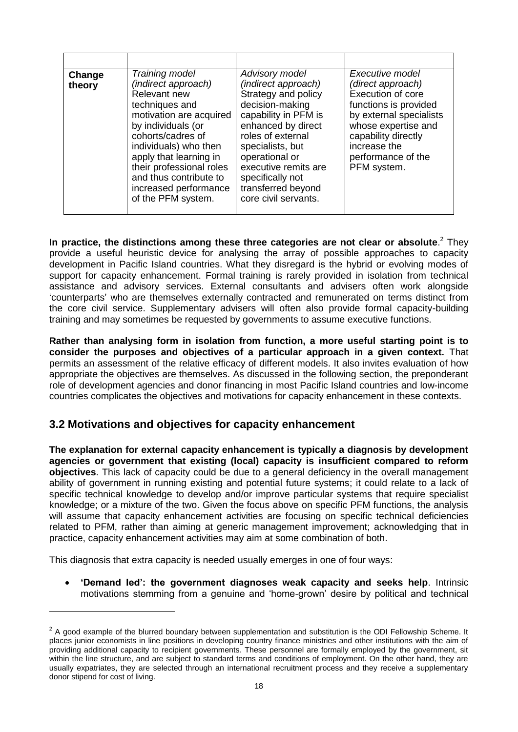| | | | |
|---|---|---|---|
| **Change theory** | *Training model (indirect approach)* Relevant new techniques and motivation are acquired by individuals (or cohorts/cadres of individuals) who then apply that learning in their professional roles and thus contribute to increased performance of the PFM system. | *Advisory model (indirect approach)* Strategy and policy decision-making capability in PFM is enhanced by direct roles of external specialists, but operational or executive remits are specifically not transferred beyond core civil servants. | *Executive model (direct approach)* Execution of core functions is provided by external specialists whose expertise and capability directly increase the performance of the PFM system. |

**In practice, the distinctions among these three categories are not clear or absolute**.[2] They provide a useful heuristic device for analysing the array of possible approaches to capacity development in Pacific Island countries. What they disregard is the hybrid or evolving modes of support for capacity enhancement. Formal training is rarely provided in isolation from technical assistance and advisory services. External consultants and advisers often work alongside 'counterparts' who are themselves externally contracted and remunerated on terms distinct from the core civil service. Supplementary advisers will often also provide formal capacity-building training and may sometimes be requested by governments to assume executive functions.

**Rather than analysing form in isolation from function, a more useful starting point is to consider the purposes and objectives of a particular approach in a given context.** That permits an assessment of the relative efficacy of different models. It also invites evaluation of how appropriate the objectives are themselves. As discussed in the following section, the preponderant role of development agencies and donor financing in most Pacific Island countries and low-income countries complicates the objectives and motivations for capacity enhancement in these contexts.

## 3.2 Motivations and objectives for capacity enhancement

**The explanation for external capacity enhancement is typically a diagnosis by development agencies or government that existing (local) capacity is insufficient compared to reform objectives**. This lack of capacity could be due to a general deficiency in the overall management ability of government in running existing and potential future systems; it could relate to a lack of specific technical knowledge to develop and/or improve particular systems that require specialist knowledge; or a mixture of the two. Given the focus above on specific PFM functions, the analysis will assume that capacity enhancement activities are focusing on specific technical deficiencies related to PFM, rather than aiming at generic management improvement; acknowledging that in practice, capacity enhancement activities may aim at some combination of both.

This diagnosis that extra capacity is needed usually emerges in one of four ways:

- **'Demand led': the government diagnoses weak capacity and seeks help**. Intrinsic motivations stemming from a genuine and 'home-grown' desire by political and technical

[2] A good example of the blurred boundary between supplementation and substitution is the ODI Fellowship Scheme. It places junior economists in line positions in developing country finance ministries and other institutions with the aim of providing additional capacity to recipient governments. These personnel are formally employed by the government, sit within the line structure, and are subject to standard terms and conditions of employment. On the other hand, they are usually expatriates, they are selected through an international recruitment process and they receive a supplementary donor stipend for cost of living.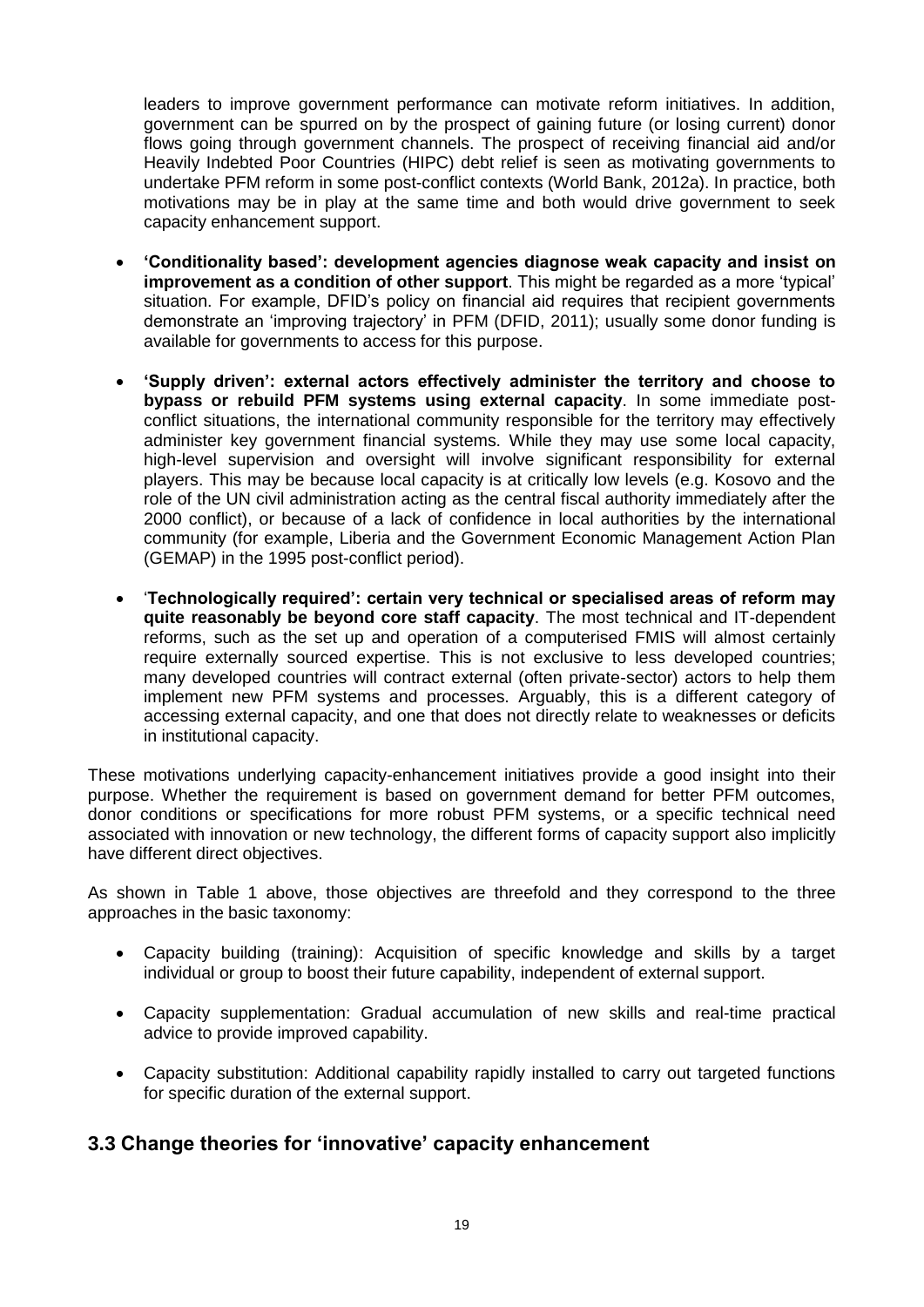leaders to improve government performance can motivate reform initiatives. In addition, government can be spurred on by the prospect of gaining future (or losing current) donor flows going through government channels. The prospect of receiving financial aid and/or Heavily Indebted Poor Countries (HIPC) debt relief is seen as motivating governments to undertake PFM reform in some post-conflict contexts (World Bank, 2012a). In practice, both motivations may be in play at the same time and both would drive government to seek capacity enhancement support.

- **'Conditionality based': development agencies diagnose weak capacity and insist on improvement as a condition of other support**. This might be regarded as a more 'typical' situation. For example, DFID's policy on financial aid requires that recipient governments demonstrate an 'improving trajectory' in PFM (DFID, 2011); usually some donor funding is available for governments to access for this purpose.

- **'Supply driven': external actors effectively administer the territory and choose to bypass or rebuild PFM systems using external capacity**. In some immediate post-conflict situations, the international community responsible for the territory may effectively administer key government financial systems. While they may use some local capacity, high-level supervision and oversight will involve significant responsibility for external players. This may be because local capacity is at critically low levels (e.g. Kosovo and the role of the UN civil administration acting as the central fiscal authority immediately after the 2000 conflict), or because of a lack of confidence in local authorities by the international community (for example, Liberia and the Government Economic Management Action Plan (GEMAP) in the 1995 post-conflict period).

- '**Technologically required': certain very technical or specialised areas of reform may quite reasonably be beyond core staff capacity**. The most technical and IT-dependent reforms, such as the set up and operation of a computerised FMIS will almost certainly require externally sourced expertise. This is not exclusive to less developed countries; many developed countries will contract external (often private-sector) actors to help them implement new PFM systems and processes. Arguably, this is a different category of accessing external capacity, and one that does not directly relate to weaknesses or deficits in institutional capacity.

These motivations underlying capacity-enhancement initiatives provide a good insight into their purpose. Whether the requirement is based on government demand for better PFM outcomes, donor conditions or specifications for more robust PFM systems, or a specific technical need associated with innovation or new technology, the different forms of capacity support also implicitly have different direct objectives.

As shown in Table 1 above, those objectives are threefold and they correspond to the three approaches in the basic taxonomy:

- Capacity building (training): Acquisition of specific knowledge and skills by a target individual or group to boost their future capability, independent of external support.

- Capacity supplementation: Gradual accumulation of new skills and real-time practical advice to provide improved capability.

- Capacity substitution: Additional capability rapidly installed to carry out targeted functions for specific duration of the external support.

## 3.3 Change theories for 'innovative' capacity enhancement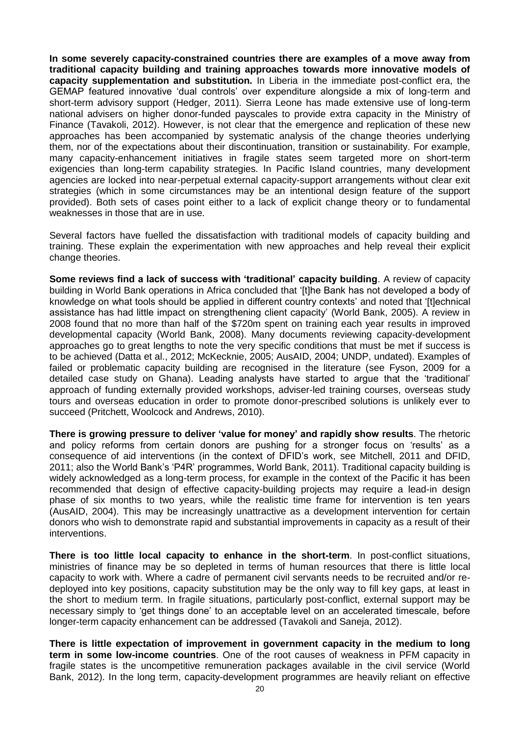**In some severely capacity-constrained countries there are examples of a move away from traditional capacity building and training approaches towards more innovative models of capacity supplementation and substitution.** In Liberia in the immediate post-conflict era, the GEMAP featured innovative 'dual controls' over expenditure alongside a mix of long-term and short-term advisory support (Hedger, 2011). Sierra Leone has made extensive use of long-term national advisers on higher donor-funded payscales to provide extra capacity in the Ministry of Finance (Tavakoli, 2012). However, is not clear that the emergence and replication of these new approaches has been accompanied by systematic analysis of the change theories underlying them, nor of the expectations about their discontinuation, transition or sustainability. For example, many capacity-enhancement initiatives in fragile states seem targeted more on short-term exigencies than long-term capability strategies. In Pacific Island countries, many development agencies are locked into near-perpetual external capacity-support arrangements without clear exit strategies (which in some circumstances may be an intentional design feature of the support provided). Both sets of cases point either to a lack of explicit change theory or to fundamental weaknesses in those that are in use.

Several factors have fuelled the dissatisfaction with traditional models of capacity building and training. These explain the experimentation with new approaches and help reveal their explicit change theories.

**Some reviews find a lack of success with 'traditional' capacity building**. A review of capacity building in World Bank operations in Africa concluded that '[t]he Bank has not developed a body of knowledge on what tools should be applied in different country contexts' and noted that '[t]echnical assistance has had little impact on strengthening client capacity' (World Bank, 2005). A review in 2008 found that no more than half of the $720m spent on training each year results in improved developmental capacity (World Bank, 2008). Many documents reviewing capacity-development approaches go to great lengths to note the very specific conditions that must be met if success is to be achieved (Datta et al., 2012; McKecknie, 2005; AusAID, 2004; UNDP, undated). Examples of failed or problematic capacity building are recognised in the literature (see Fyson, 2009 for a detailed case study on Ghana). Leading analysts have started to argue that the 'traditional' approach of funding externally provided workshops, adviser-led training courses, overseas study tours and overseas education in order to promote donor-prescribed solutions is unlikely ever to succeed (Pritchett, Woolcock and Andrews, 2010).

**There is growing pressure to deliver 'value for money' and rapidly show results**. The rhetoric and policy reforms from certain donors are pushing for a stronger focus on 'results' as a consequence of aid interventions (in the context of DFID's work, see Mitchell, 2011 and DFID, 2011; also the World Bank's 'P4R' programmes, World Bank, 2011). Traditional capacity building is widely acknowledged as a long-term process, for example in the context of the Pacific it has been recommended that design of effective capacity-building projects may require a lead-in design phase of six months to two years, while the realistic time frame for intervention is ten years (AusAID, 2004). This may be increasingly unattractive as a development intervention for certain donors who wish to demonstrate rapid and substantial improvements in capacity as a result of their interventions.

**There is too little local capacity to enhance in the short-term**. In post-conflict situations, ministries of finance may be so depleted in terms of human resources that there is little local capacity to work with. Where a cadre of permanent civil servants needs to be recruited and/or re-deployed into key positions, capacity substitution may be the only way to fill key gaps, at least in the short to medium term. In fragile situations, particularly post-conflict, external support may be necessary simply to 'get things done' to an acceptable level on an accelerated timescale, before longer-term capacity enhancement can be addressed (Tavakoli and Saneja, 2012).

**There is little expectation of improvement in government capacity in the medium to long term in some low-income countries**. One of the root causes of weakness in PFM capacity in fragile states is the uncompetitive remuneration packages available in the civil service (World Bank, 2012). In the long term, capacity-development programmes are heavily reliant on effective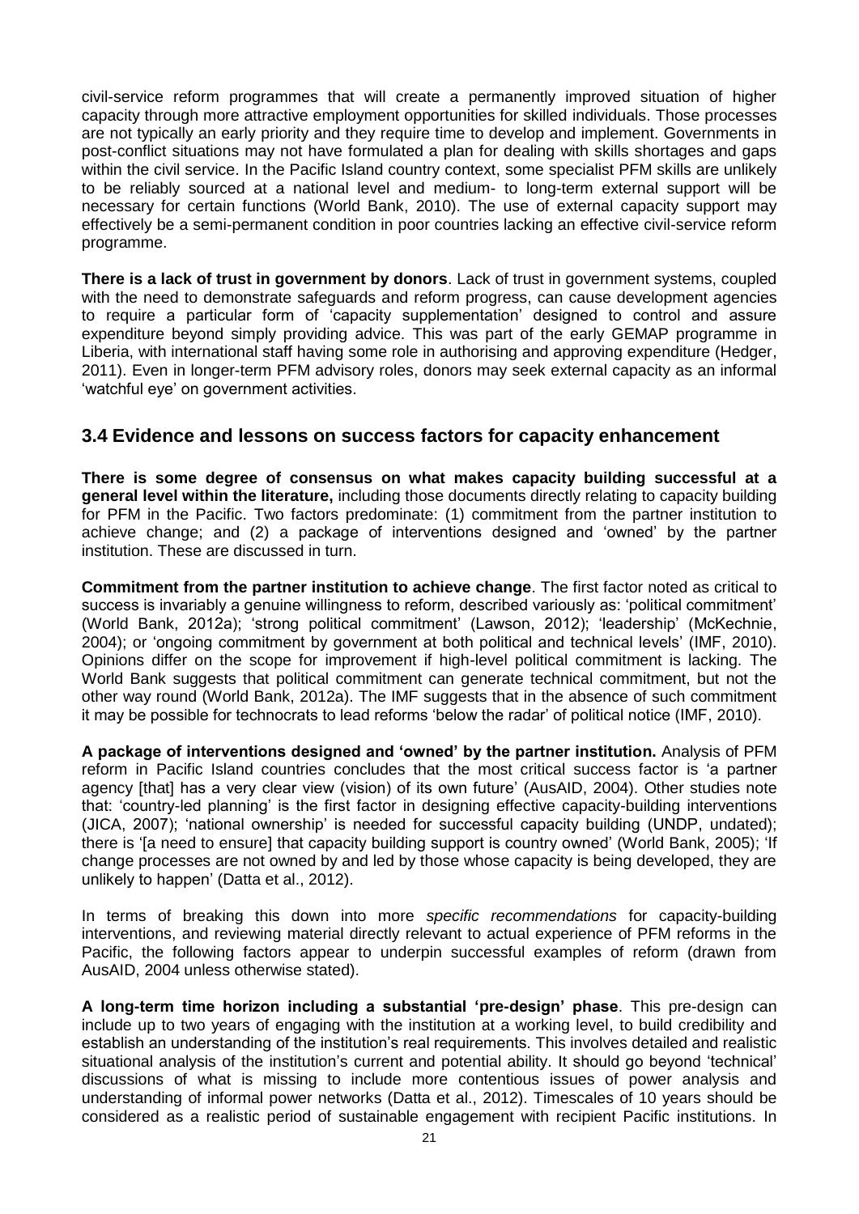civil-service reform programmes that will create a permanently improved situation of higher capacity through more attractive employment opportunities for skilled individuals. Those processes are not typically an early priority and they require time to develop and implement. Governments in post-conflict situations may not have formulated a plan for dealing with skills shortages and gaps within the civil service. In the Pacific Island country context, some specialist PFM skills are unlikely to be reliably sourced at a national level and medium- to long-term external support will be necessary for certain functions (World Bank, 2010). The use of external capacity support may effectively be a semi-permanent condition in poor countries lacking an effective civil-service reform programme.

**There is a lack of trust in government by donors**. Lack of trust in government systems, coupled with the need to demonstrate safeguards and reform progress, can cause development agencies to require a particular form of 'capacity supplementation' designed to control and assure expenditure beyond simply providing advice. This was part of the early GEMAP programme in Liberia, with international staff having some role in authorising and approving expenditure (Hedger, 2011). Even in longer-term PFM advisory roles, donors may seek external capacity as an informal 'watchful eye' on government activities.

## 3.4 Evidence and lessons on success factors for capacity enhancement

**There is some degree of consensus on what makes capacity building successful at a general level within the literature,** including those documents directly relating to capacity building for PFM in the Pacific. Two factors predominate: (1) commitment from the partner institution to achieve change; and (2) a package of interventions designed and 'owned' by the partner institution. These are discussed in turn.

**Commitment from the partner institution to achieve change**. The first factor noted as critical to success is invariably a genuine willingness to reform, described variously as: 'political commitment' (World Bank, 2012a); 'strong political commitment' (Lawson, 2012); 'leadership' (McKechnie, 2004); or 'ongoing commitment by government at both political and technical levels' (IMF, 2010). Opinions differ on the scope for improvement if high-level political commitment is lacking. The World Bank suggests that political commitment can generate technical commitment, but not the other way round (World Bank, 2012a). The IMF suggests that in the absence of such commitment it may be possible for technocrats to lead reforms 'below the radar' of political notice (IMF, 2010).

**A package of interventions designed and 'owned' by the partner institution.** Analysis of PFM reform in Pacific Island countries concludes that the most critical success factor is 'a partner agency [that] has a very clear view (vision) of its own future' (AusAID, 2004). Other studies note that: 'country-led planning' is the first factor in designing effective capacity-building interventions (JICA, 2007); 'national ownership' is needed for successful capacity building (UNDP, undated); there is '[a need to ensure] that capacity building support is country owned' (World Bank, 2005); 'If change processes are not owned by and led by those whose capacity is being developed, they are unlikely to happen' (Datta et al., 2012).

In terms of breaking this down into more *specific recommendations* for capacity-building interventions, and reviewing material directly relevant to actual experience of PFM reforms in the Pacific, the following factors appear to underpin successful examples of reform (drawn from AusAID, 2004 unless otherwise stated).

**A long-term time horizon including a substantial 'pre-design' phase**. This pre-design can include up to two years of engaging with the institution at a working level, to build credibility and establish an understanding of the institution's real requirements. This involves detailed and realistic situational analysis of the institution's current and potential ability. It should go beyond 'technical' discussions of what is missing to include more contentious issues of power analysis and understanding of informal power networks (Datta et al., 2012). Timescales of 10 years should be considered as a realistic period of sustainable engagement with recipient Pacific institutions. In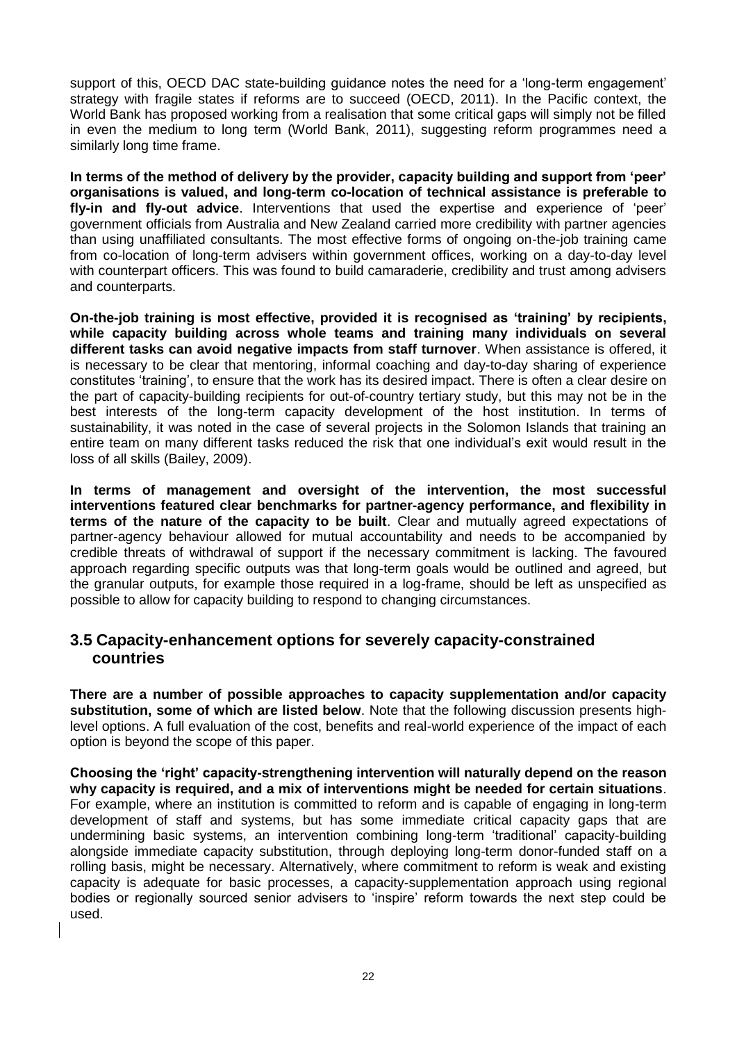support of this, OECD DAC state-building guidance notes the need for a 'long-term engagement' strategy with fragile states if reforms are to succeed (OECD, 2011). In the Pacific context, the World Bank has proposed working from a realisation that some critical gaps will simply not be filled in even the medium to long term (World Bank, 2011), suggesting reform programmes need a similarly long time frame.

**In terms of the method of delivery by the provider, capacity building and support from 'peer' organisations is valued, and long-term co-location of technical assistance is preferable to fly-in and fly-out advice**. Interventions that used the expertise and experience of 'peer' government officials from Australia and New Zealand carried more credibility with partner agencies than using unaffiliated consultants. The most effective forms of ongoing on-the-job training came from co-location of long-term advisers within government offices, working on a day-to-day level with counterpart officers. This was found to build camaraderie, credibility and trust among advisers and counterparts.

**On-the-job training is most effective, provided it is recognised as 'training' by recipients, while capacity building across whole teams and training many individuals on several different tasks can avoid negative impacts from staff turnover**. When assistance is offered, it is necessary to be clear that mentoring, informal coaching and day-to-day sharing of experience constitutes 'training', to ensure that the work has its desired impact. There is often a clear desire on the part of capacity-building recipients for out-of-country tertiary study, but this may not be in the best interests of the long-term capacity development of the host institution. In terms of sustainability, it was noted in the case of several projects in the Solomon Islands that training an entire team on many different tasks reduced the risk that one individual's exit would result in the loss of all skills (Bailey, 2009).

**In terms of management and oversight of the intervention, the most successful interventions featured clear benchmarks for partner-agency performance, and flexibility in terms of the nature of the capacity to be built**. Clear and mutually agreed expectations of partner-agency behaviour allowed for mutual accountability and needs to be accompanied by credible threats of withdrawal of support if the necessary commitment is lacking. The favoured approach regarding specific outputs was that long-term goals would be outlined and agreed, but the granular outputs, for example those required in a log-frame, should be left as unspecified as possible to allow for capacity building to respond to changing circumstances.

## 3.5 Capacity-enhancement options for severely capacity-constrained countries

**There are a number of possible approaches to capacity supplementation and/or capacity substitution, some of which are listed below**. Note that the following discussion presents high-level options. A full evaluation of the cost, benefits and real-world experience of the impact of each option is beyond the scope of this paper.

**Choosing the 'right' capacity-strengthening intervention will naturally depend on the reason why capacity is required, and a mix of interventions might be needed for certain situations**. For example, where an institution is committed to reform and is capable of engaging in long-term development of staff and systems, but has some immediate critical capacity gaps that are undermining basic systems, an intervention combining long-term 'traditional' capacity-building alongside immediate capacity substitution, through deploying long-term donor-funded staff on a rolling basis, might be necessary. Alternatively, where commitment to reform is weak and existing capacity is adequate for basic processes, a capacity-supplementation approach using regional bodies or regionally sourced senior advisers to 'inspire' reform towards the next step could be used.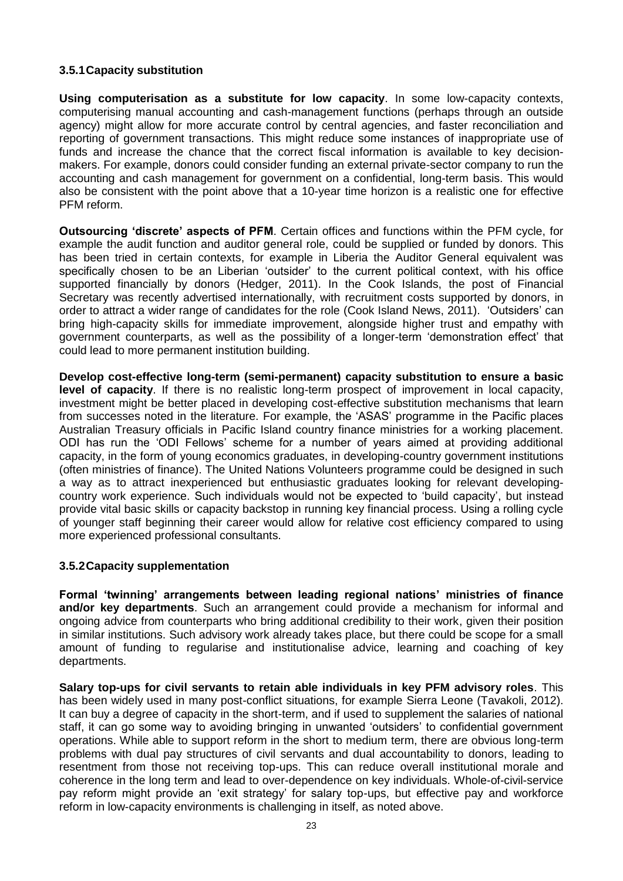### 3.5.1 Capacity substitution

**Using computerisation as a substitute for low capacity**. In some low-capacity contexts, computerising manual accounting and cash-management functions (perhaps through an outside agency) might allow for more accurate control by central agencies, and faster reconciliation and reporting of government transactions. This might reduce some instances of inappropriate use of funds and increase the chance that the correct fiscal information is available to key decision-makers. For example, donors could consider funding an external private-sector company to run the accounting and cash management for government on a confidential, long-term basis. This would also be consistent with the point above that a 10-year time horizon is a realistic one for effective PFM reform.

**Outsourcing 'discrete' aspects of PFM**. Certain offices and functions within the PFM cycle, for example the audit function and auditor general role, could be supplied or funded by donors. This has been tried in certain contexts, for example in Liberia the Auditor General equivalent was specifically chosen to be an Liberian 'outsider' to the current political context, with his office supported financially by donors (Hedger, 2011). In the Cook Islands, the post of Financial Secretary was recently advertised internationally, with recruitment costs supported by donors, in order to attract a wider range of candidates for the role (Cook Island News, 2011). 'Outsiders' can bring high-capacity skills for immediate improvement, alongside higher trust and empathy with government counterparts, as well as the possibility of a longer-term 'demonstration effect' that could lead to more permanent institution building.

**Develop cost-effective long-term (semi-permanent) capacity substitution to ensure a basic level of capacity**. If there is no realistic long-term prospect of improvement in local capacity, investment might be better placed in developing cost-effective substitution mechanisms that learn from successes noted in the literature. For example, the 'ASAS' programme in the Pacific places Australian Treasury officials in Pacific Island country finance ministries for a working placement. ODI has run the 'ODI Fellows' scheme for a number of years aimed at providing additional capacity, in the form of young economics graduates, in developing-country government institutions (often ministries of finance). The United Nations Volunteers programme could be designed in such a way as to attract inexperienced but enthusiastic graduates looking for relevant developing-country work experience. Such individuals would not be expected to 'build capacity', but instead provide vital basic skills or capacity backstop in running key financial process. Using a rolling cycle of younger staff beginning their career would allow for relative cost efficiency compared to using more experienced professional consultants.

### 3.5.2 Capacity supplementation

**Formal 'twinning' arrangements between leading regional nations' ministries of finance and/or key departments**. Such an arrangement could provide a mechanism for informal and ongoing advice from counterparts who bring additional credibility to their work, given their position in similar institutions. Such advisory work already takes place, but there could be scope for a small amount of funding to regularise and institutionalise advice, learning and coaching of key departments.

**Salary top-ups for civil servants to retain able individuals in key PFM advisory roles**. This has been widely used in many post-conflict situations, for example Sierra Leone (Tavakoli, 2012). It can buy a degree of capacity in the short-term, and if used to supplement the salaries of national staff, it can go some way to avoiding bringing in unwanted 'outsiders' to confidential government operations. While able to support reform in the short to medium term, there are obvious long-term problems with dual pay structures of civil servants and dual accountability to donors, leading to resentment from those not receiving top-ups. This can reduce overall institutional morale and coherence in the long term and lead to over-dependence on key individuals. Whole-of-civil-service pay reform might provide an 'exit strategy' for salary top-ups, but effective pay and workforce reform in low-capacity environments is challenging in itself, as noted above.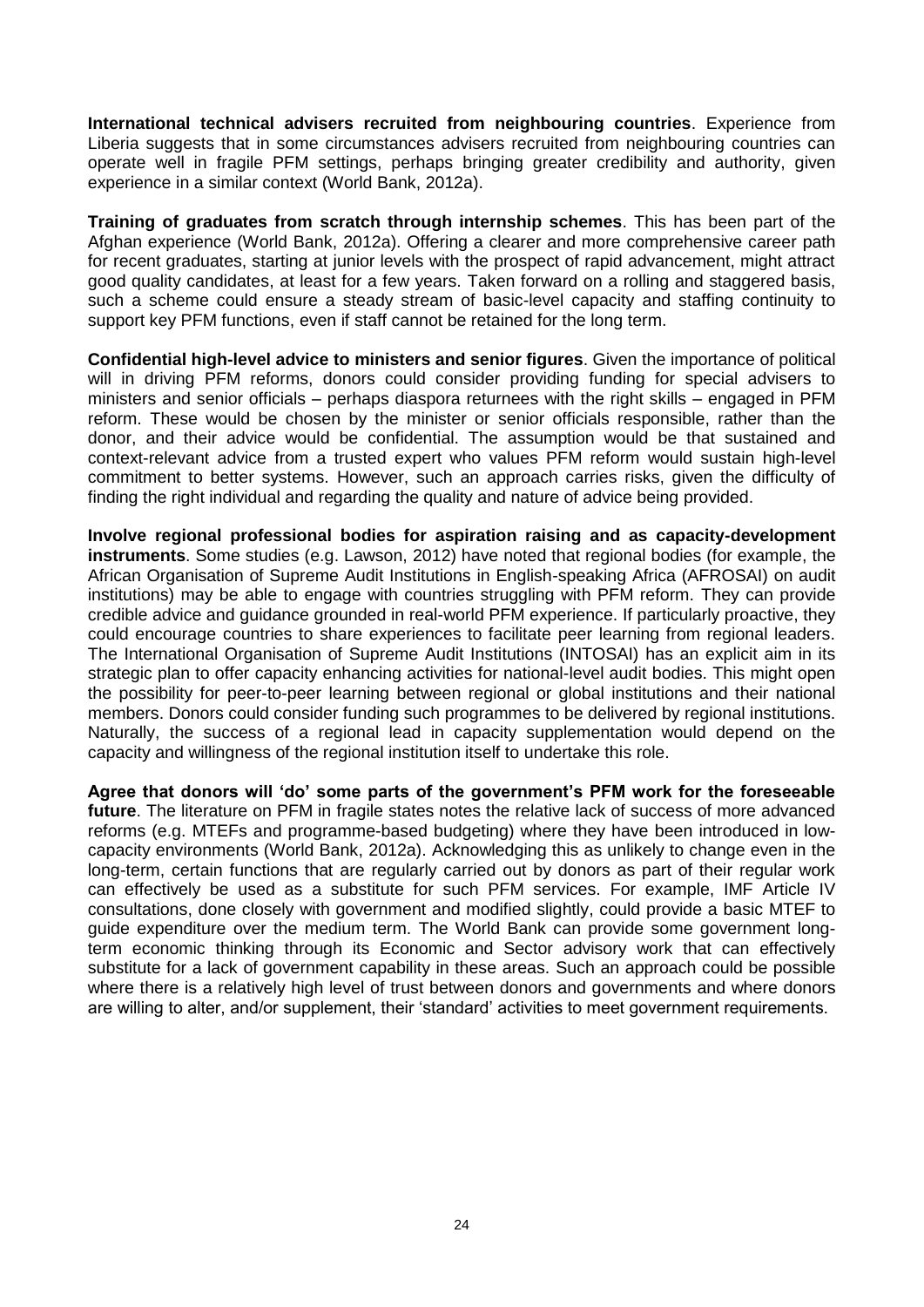**International technical advisers recruited from neighbouring countries**. Experience from Liberia suggests that in some circumstances advisers recruited from neighbouring countries can operate well in fragile PFM settings, perhaps bringing greater credibility and authority, given experience in a similar context (World Bank, 2012a).

**Training of graduates from scratch through internship schemes**. This has been part of the Afghan experience (World Bank, 2012a). Offering a clearer and more comprehensive career path for recent graduates, starting at junior levels with the prospect of rapid advancement, might attract good quality candidates, at least for a few years. Taken forward on a rolling and staggered basis, such a scheme could ensure a steady stream of basic-level capacity and staffing continuity to support key PFM functions, even if staff cannot be retained for the long term.

**Confidential high-level advice to ministers and senior figures**. Given the importance of political will in driving PFM reforms, donors could consider providing funding for special advisers to ministers and senior officials – perhaps diaspora returnees with the right skills – engaged in PFM reform. These would be chosen by the minister or senior officials responsible, rather than the donor, and their advice would be confidential. The assumption would be that sustained and context-relevant advice from a trusted expert who values PFM reform would sustain high-level commitment to better systems. However, such an approach carries risks, given the difficulty of finding the right individual and regarding the quality and nature of advice being provided.

**Involve regional professional bodies for aspiration raising and as capacity-development instruments**. Some studies (e.g. Lawson, 2012) have noted that regional bodies (for example, the African Organisation of Supreme Audit Institutions in English-speaking Africa (AFROSAI) on audit institutions) may be able to engage with countries struggling with PFM reform. They can provide credible advice and guidance grounded in real-world PFM experience. If particularly proactive, they could encourage countries to share experiences to facilitate peer learning from regional leaders. The International Organisation of Supreme Audit Institutions (INTOSAI) has an explicit aim in its strategic plan to offer capacity enhancing activities for national-level audit bodies. This might open the possibility for peer-to-peer learning between regional or global institutions and their national members. Donors could consider funding such programmes to be delivered by regional institutions. Naturally, the success of a regional lead in capacity supplementation would depend on the capacity and willingness of the regional institution itself to undertake this role.

**Agree that donors will 'do' some parts of the government's PFM work for the foreseeable future**. The literature on PFM in fragile states notes the relative lack of success of more advanced reforms (e.g. MTEFs and programme-based budgeting) where they have been introduced in low-capacity environments (World Bank, 2012a). Acknowledging this as unlikely to change even in the long-term, certain functions that are regularly carried out by donors as part of their regular work can effectively be used as a substitute for such PFM services. For example, IMF Article IV consultations, done closely with government and modified slightly, could provide a basic MTEF to guide expenditure over the medium term. The World Bank can provide some government long-term economic thinking through its Economic and Sector advisory work that can effectively substitute for a lack of government capability in these areas. Such an approach could be possible where there is a relatively high level of trust between donors and governments and where donors are willing to alter, and/or supplement, their 'standard' activities to meet government requirements.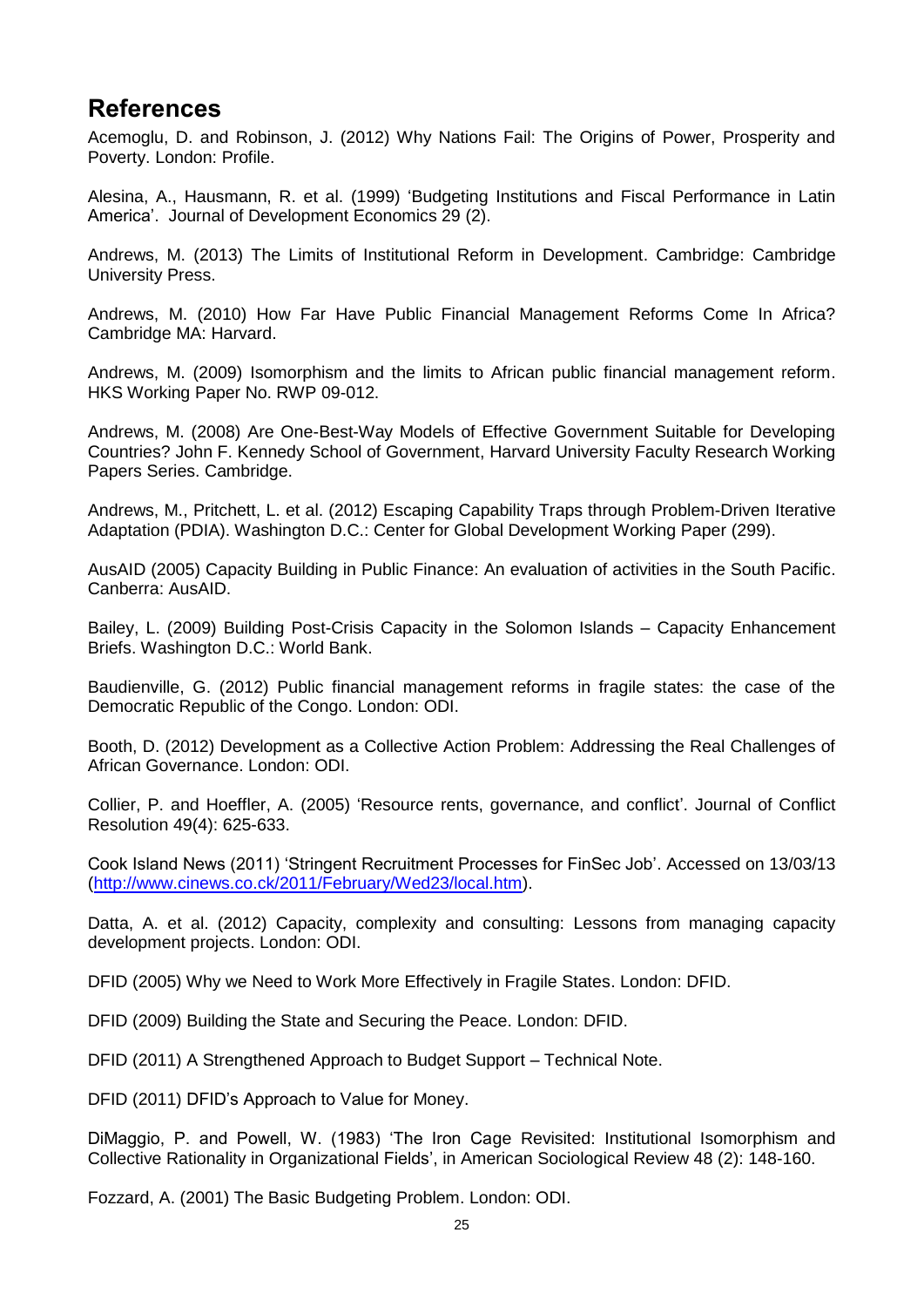## References

Acemoglu, D. and Robinson, J. (2012) Why Nations Fail: The Origins of Power, Prosperity and Poverty. London: Profile.

Alesina, A., Hausmann, R. et al. (1999) 'Budgeting Institutions and Fiscal Performance in Latin America'. Journal of Development Economics 29 (2).

Andrews, M. (2013) The Limits of Institutional Reform in Development. Cambridge: Cambridge University Press.

Andrews, M. (2010) How Far Have Public Financial Management Reforms Come In Africa? Cambridge MA: Harvard.

Andrews, M. (2009) Isomorphism and the limits to African public financial management reform. HKS Working Paper No. RWP 09-012.

Andrews, M. (2008) Are One-Best-Way Models of Effective Government Suitable for Developing Countries? John F. Kennedy School of Government, Harvard University Faculty Research Working Papers Series. Cambridge.

Andrews, M., Pritchett, L. et al. (2012) Escaping Capability Traps through Problem-Driven Iterative Adaptation (PDIA). Washington D.C.: Center for Global Development Working Paper (299).

AusAID (2005) Capacity Building in Public Finance: An evaluation of activities in the South Pacific. Canberra: AusAID.

Bailey, L. (2009) Building Post-Crisis Capacity in the Solomon Islands – Capacity Enhancement Briefs. Washington D.C.: World Bank.

Baudienville, G. (2012) Public financial management reforms in fragile states: the case of the Democratic Republic of the Congo. London: ODI.

Booth, D. (2012) Development as a Collective Action Problem: Addressing the Real Challenges of African Governance. London: ODI.

Collier, P. and Hoeffler, A. (2005) 'Resource rents, governance, and conflict'. Journal of Conflict Resolution 49(4): 625-633.

Cook Island News (2011) 'Stringent Recruitment Processes for FinSec Job'. Accessed on 13/03/13 (http://www.cinews.co.ck/2011/February/Wed23/local.htm).

Datta, A. et al. (2012) Capacity, complexity and consulting: Lessons from managing capacity development projects. London: ODI.

DFID (2005) Why we Need to Work More Effectively in Fragile States. London: DFID.

DFID (2009) Building the State and Securing the Peace. London: DFID.

DFID (2011) A Strengthened Approach to Budget Support – Technical Note.

DFID (2011) DFID's Approach to Value for Money.

DiMaggio, P. and Powell, W. (1983) 'The Iron Cage Revisited: Institutional Isomorphism and Collective Rationality in Organizational Fields', in American Sociological Review 48 (2): 148-160.

Fozzard, A. (2001) The Basic Budgeting Problem. London: ODI.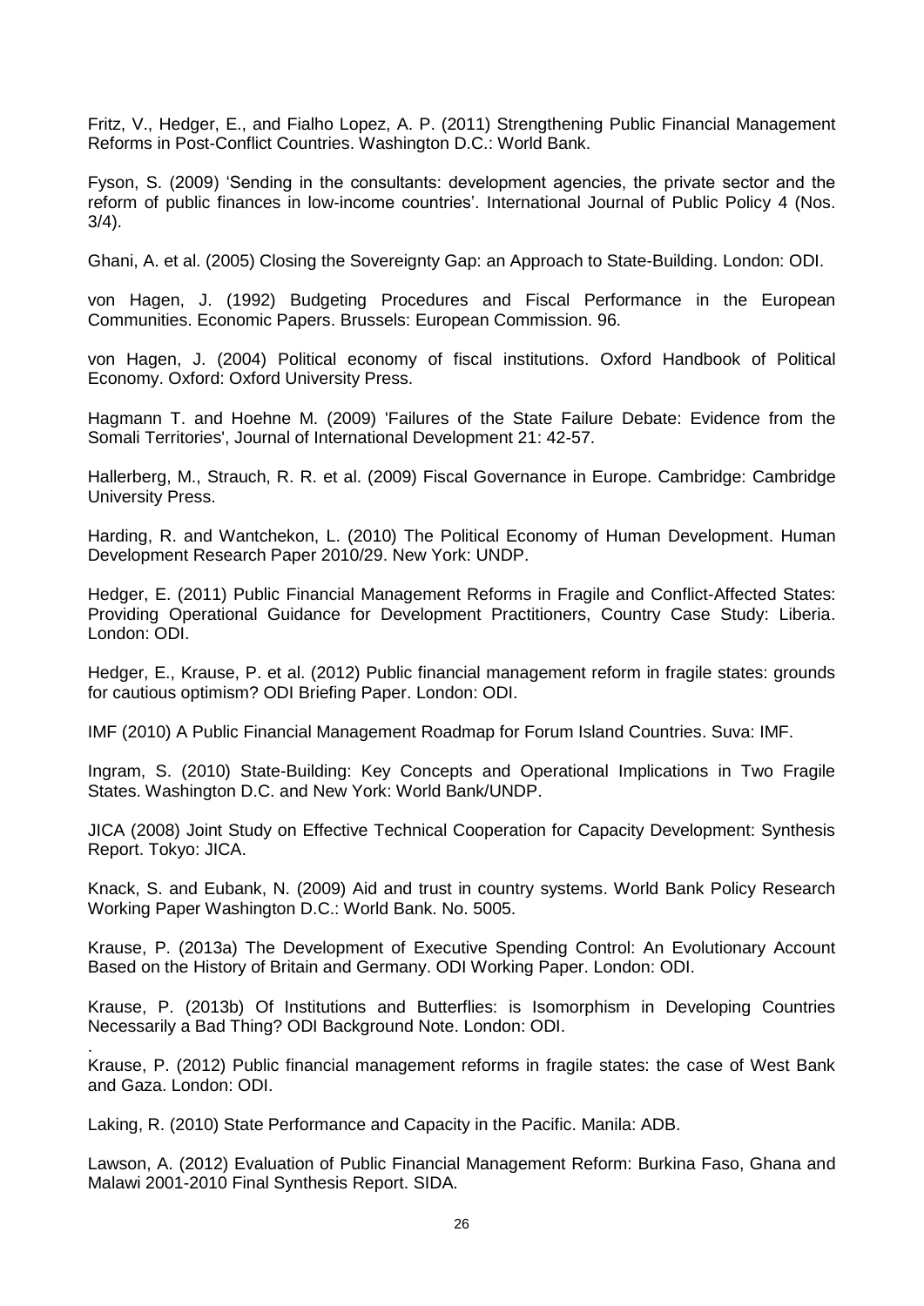Fritz, V., Hedger, E., and Fialho Lopez, A. P. (2011) Strengthening Public Financial Management Reforms in Post-Conflict Countries. Washington D.C.: World Bank.

Fyson, S. (2009) 'Sending in the consultants: development agencies, the private sector and the reform of public finances in low-income countries'. International Journal of Public Policy 4 (Nos. 3/4).

Ghani, A. et al. (2005) Closing the Sovereignty Gap: an Approach to State-Building. London: ODI.

von Hagen, J. (1992) Budgeting Procedures and Fiscal Performance in the European Communities. Economic Papers. Brussels: European Commission. 96.

von Hagen, J. (2004) Political economy of fiscal institutions. Oxford Handbook of Political Economy. Oxford: Oxford University Press.

Hagmann T. and Hoehne M. (2009) 'Failures of the State Failure Debate: Evidence from the Somali Territories', Journal of International Development 21: 42-57.

Hallerberg, M., Strauch, R. R. et al. (2009) Fiscal Governance in Europe. Cambridge: Cambridge University Press.

Harding, R. and Wantchekon, L. (2010) The Political Economy of Human Development. Human Development Research Paper 2010/29. New York: UNDP.

Hedger, E. (2011) Public Financial Management Reforms in Fragile and Conflict-Affected States: Providing Operational Guidance for Development Practitioners, Country Case Study: Liberia. London: ODI.

Hedger, E., Krause, P. et al. (2012) Public financial management reform in fragile states: grounds for cautious optimism? ODI Briefing Paper. London: ODI.

IMF (2010) A Public Financial Management Roadmap for Forum Island Countries. Suva: IMF.

Ingram, S. (2010) State-Building: Key Concepts and Operational Implications in Two Fragile States. Washington D.C. and New York: World Bank/UNDP.

JICA (2008) Joint Study on Effective Technical Cooperation for Capacity Development: Synthesis Report. Tokyo: JICA.

Knack, S. and Eubank, N. (2009) Aid and trust in country systems. World Bank Policy Research Working Paper Washington D.C.: World Bank. No. 5005.

Krause, P. (2013a) The Development of Executive Spending Control: An Evolutionary Account Based on the History of Britain and Germany. ODI Working Paper. London: ODI.

Krause, P. (2013b) Of Institutions and Butterflies: is Isomorphism in Developing Countries Necessarily a Bad Thing? ODI Background Note. London: ODI.

Krause, P. (2012) Public financial management reforms in fragile states: the case of West Bank and Gaza. London: ODI.

Laking, R. (2010) State Performance and Capacity in the Pacific. Manila: ADB.

Lawson, A. (2012) Evaluation of Public Financial Management Reform: Burkina Faso, Ghana and Malawi 2001-2010 Final Synthesis Report. SIDA.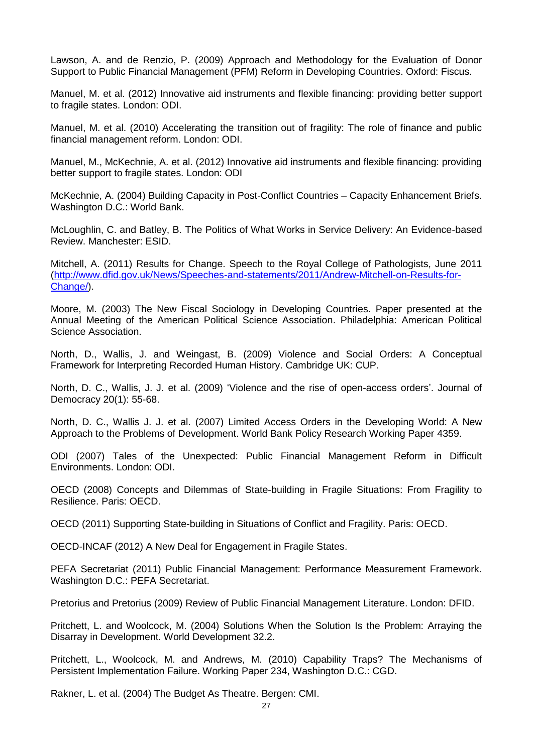Lawson, A. and de Renzio, P. (2009) Approach and Methodology for the Evaluation of Donor Support to Public Financial Management (PFM) Reform in Developing Countries. Oxford: Fiscus.

Manuel, M. et al. (2012) Innovative aid instruments and flexible financing: providing better support to fragile states. London: ODI.

Manuel, M. et al. (2010) Accelerating the transition out of fragility: The role of finance and public financial management reform. London: ODI.

Manuel, M., McKechnie, A. et al. (2012) Innovative aid instruments and flexible financing: providing better support to fragile states. London: ODI

McKechnie, A. (2004) Building Capacity in Post-Conflict Countries – Capacity Enhancement Briefs. Washington D.C.: World Bank.

McLoughlin, C. and Batley, B. The Politics of What Works in Service Delivery: An Evidence-based Review. Manchester: ESID.

Mitchell, A. (2011) Results for Change. Speech to the Royal College of Pathologists, June 2011 (http://www.dfid.gov.uk/News/Speeches-and-statements/2011/Andrew-Mitchell-on-Results-for-Change/).

Moore, M. (2003) The New Fiscal Sociology in Developing Countries. Paper presented at the Annual Meeting of the American Political Science Association. Philadelphia: American Political Science Association.

North, D., Wallis, J. and Weingast, B. (2009) Violence and Social Orders: A Conceptual Framework for Interpreting Recorded Human History. Cambridge UK: CUP.

North, D. C., Wallis, J. J. et al. (2009) 'Violence and the rise of open-access orders'. Journal of Democracy 20(1): 55-68.

North, D. C., Wallis J. J. et al. (2007) Limited Access Orders in the Developing World: A New Approach to the Problems of Development. World Bank Policy Research Working Paper 4359.

ODI (2007) Tales of the Unexpected: Public Financial Management Reform in Difficult Environments. London: ODI.

OECD (2008) Concepts and Dilemmas of State-building in Fragile Situations: From Fragility to Resilience. Paris: OECD.

OECD (2011) Supporting State-building in Situations of Conflict and Fragility. Paris: OECD.

OECD-INCAF (2012) A New Deal for Engagement in Fragile States.

PEFA Secretariat (2011) Public Financial Management: Performance Measurement Framework. Washington D.C.: PEFA Secretariat.

Pretorius and Pretorius (2009) Review of Public Financial Management Literature. London: DFID.

Pritchett, L. and Woolcock, M. (2004) Solutions When the Solution Is the Problem: Arraying the Disarray in Development. World Development 32.2.

Pritchett, L., Woolcock, M. and Andrews, M. (2010) Capability Traps? The Mechanisms of Persistent Implementation Failure. Working Paper 234, Washington D.C.: CGD.

Rakner, L. et al. (2004) The Budget As Theatre. Bergen: CMI.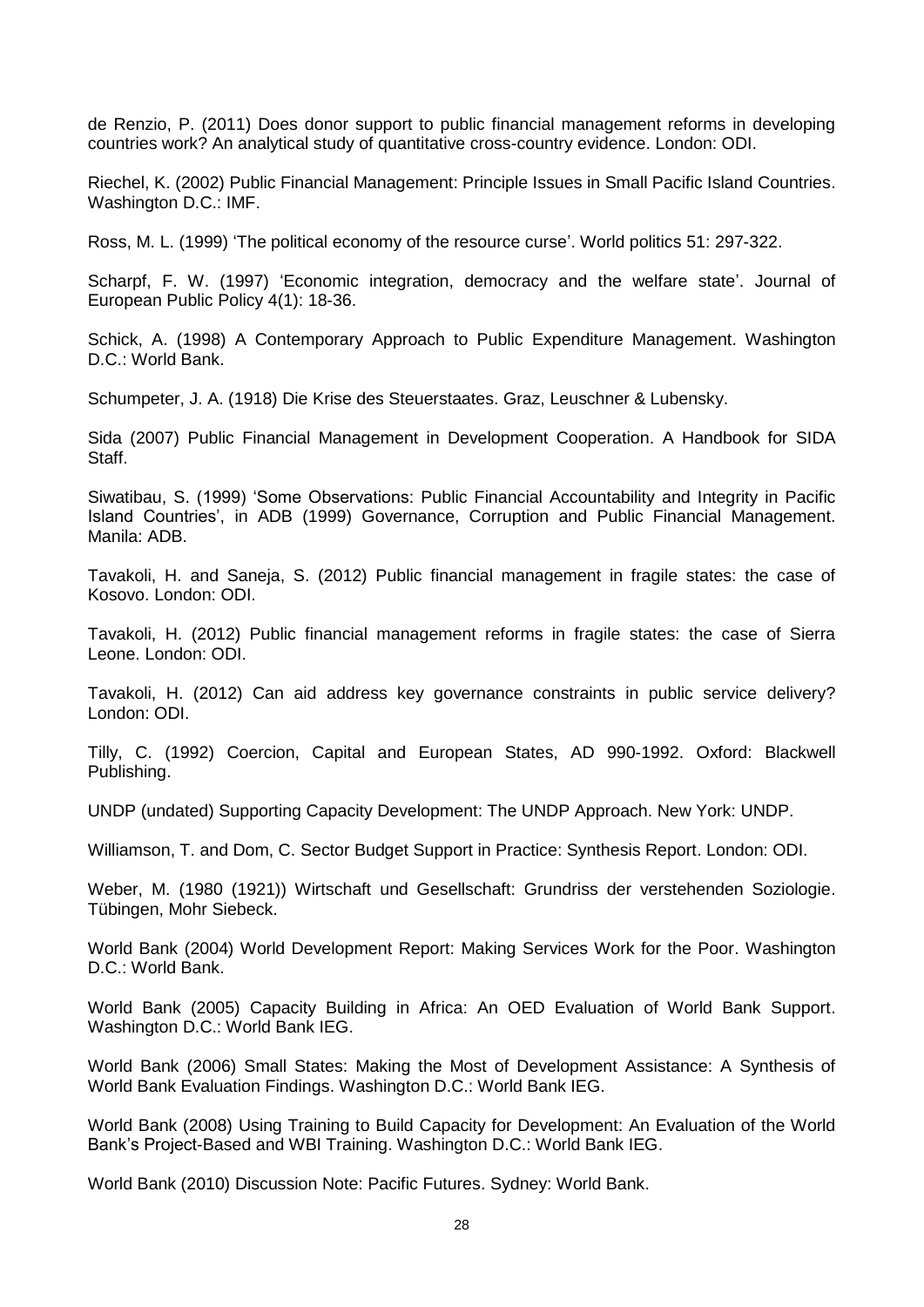de Renzio, P. (2011) Does donor support to public financial management reforms in developing countries work? An analytical study of quantitative cross-country evidence. London: ODI.

Riechel, K. (2002) Public Financial Management: Principle Issues in Small Pacific Island Countries. Washington D.C.: IMF.

Ross, M. L. (1999) 'The political economy of the resource curse'. World politics 51: 297-322.

Scharpf, F. W. (1997) 'Economic integration, democracy and the welfare state'. Journal of European Public Policy 4(1): 18-36.

Schick, A. (1998) A Contemporary Approach to Public Expenditure Management. Washington D.C.: World Bank.

Schumpeter, J. A. (1918) Die Krise des Steuerstaates. Graz, Leuschner & Lubensky.

Sida (2007) Public Financial Management in Development Cooperation. A Handbook for SIDA Staff.

Siwatibau, S. (1999) 'Some Observations: Public Financial Accountability and Integrity in Pacific Island Countries', in ADB (1999) Governance, Corruption and Public Financial Management. Manila: ADB.

Tavakoli, H. and Saneja, S. (2012) Public financial management in fragile states: the case of Kosovo. London: ODI.

Tavakoli, H. (2012) Public financial management reforms in fragile states: the case of Sierra Leone. London: ODI.

Tavakoli, H. (2012) Can aid address key governance constraints in public service delivery? London: ODI.

Tilly, C. (1992) Coercion, Capital and European States, AD 990-1992. Oxford: Blackwell Publishing.

UNDP (undated) Supporting Capacity Development: The UNDP Approach. New York: UNDP.

Williamson, T. and Dom, C. Sector Budget Support in Practice: Synthesis Report. London: ODI.

Weber, M. (1980 (1921)) Wirtschaft und Gesellschaft: Grundriss der verstehenden Soziologie. Tübingen, Mohr Siebeck.

World Bank (2004) World Development Report: Making Services Work for the Poor. Washington D.C.: World Bank.

World Bank (2005) Capacity Building in Africa: An OED Evaluation of World Bank Support. Washington D.C.: World Bank IEG.

World Bank (2006) Small States: Making the Most of Development Assistance: A Synthesis of World Bank Evaluation Findings. Washington D.C.: World Bank IEG.

World Bank (2008) Using Training to Build Capacity for Development: An Evaluation of the World Bank's Project-Based and WBI Training. Washington D.C.: World Bank IEG.

World Bank (2010) Discussion Note: Pacific Futures. Sydney: World Bank.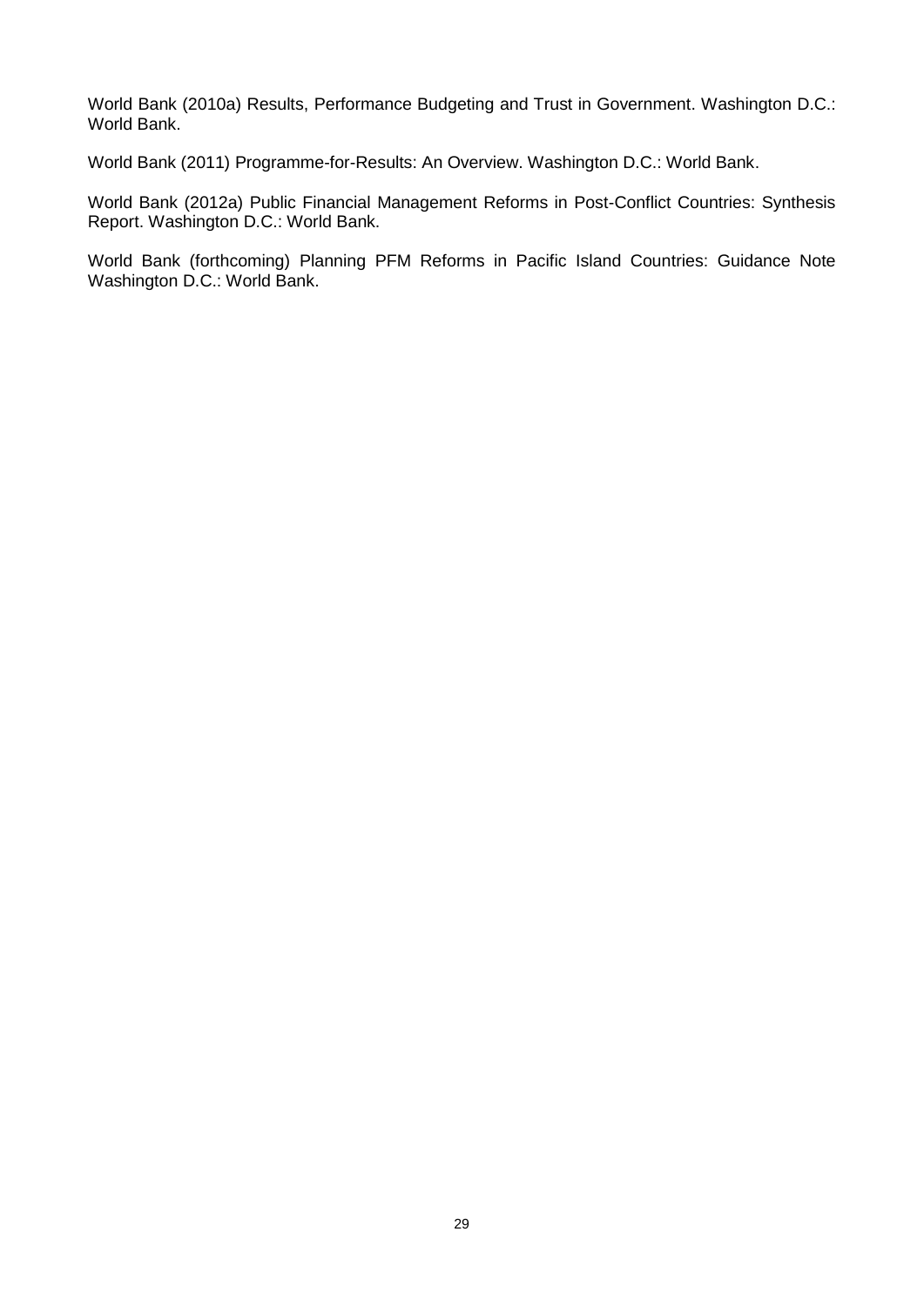World Bank (2010a) Results, Performance Budgeting and Trust in Government. Washington D.C.: World Bank.

World Bank (2011) Programme-for-Results: An Overview. Washington D.C.: World Bank.

World Bank (2012a) Public Financial Management Reforms in Post-Conflict Countries: Synthesis Report. Washington D.C.: World Bank.

World Bank (forthcoming) Planning PFM Reforms in Pacific Island Countries: Guidance Note Washington D.C.: World Bank.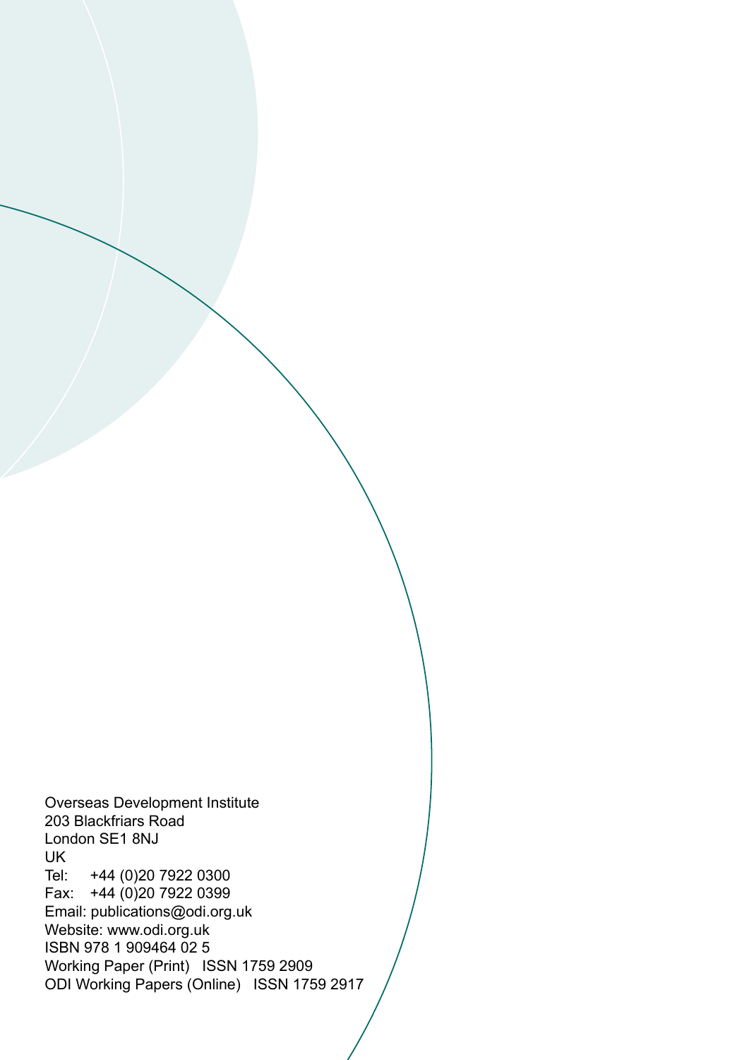Overseas Development Institute
203 Blackfriars Road
London SE1 8NJ
UK
Tel: +44 (0)20 7922 0300
Fax: +44 (0)20 7922 0399
Email: publications@odi.org.uk
Website: www.odi.org.uk
ISBN 978 1 909464 02 5
Working Paper (Print) ISSN 1759 2909
ODI Working Papers (Online) ISSN 1759 2917